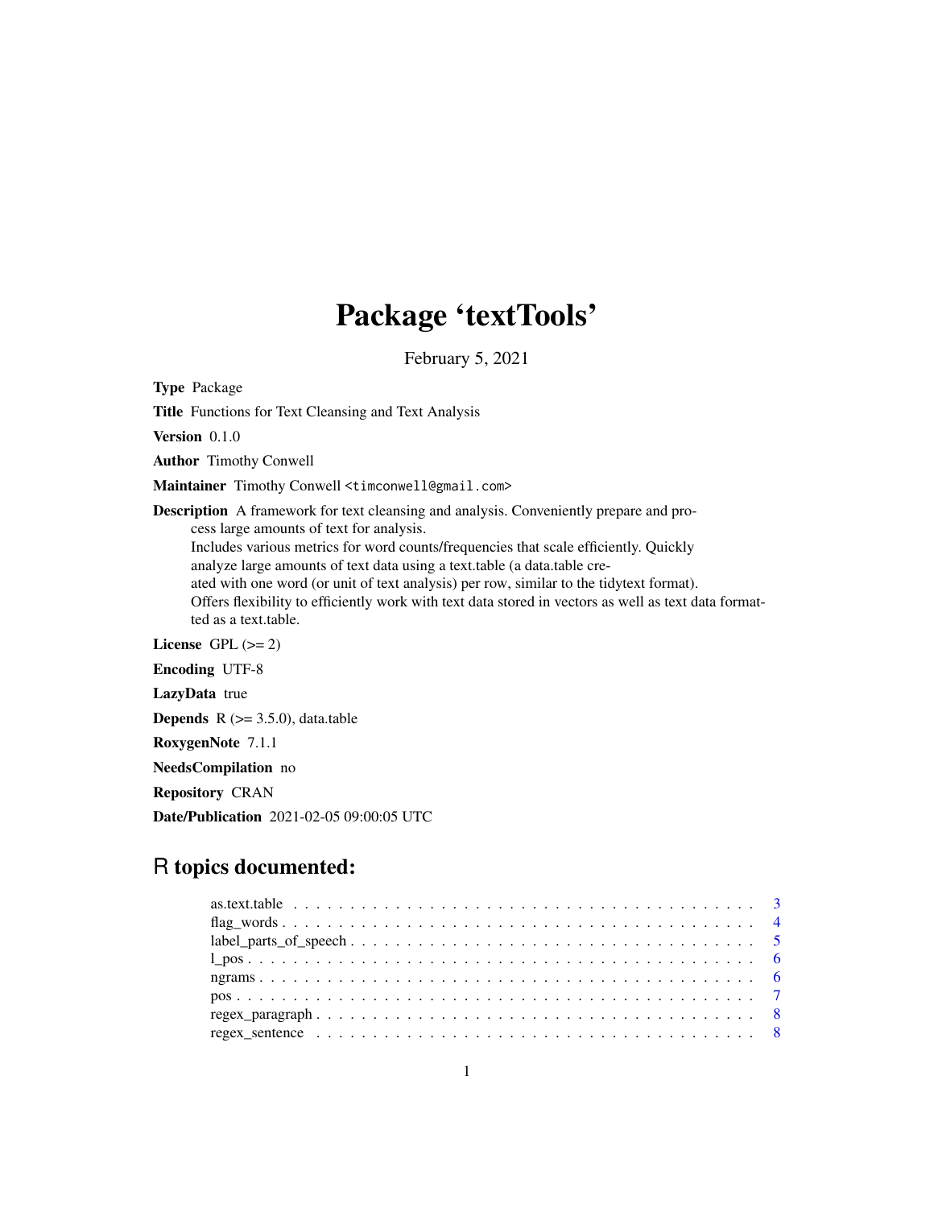# Package 'textTools'

February 5, 2021

**Type** Package

**Title** Functions for Text Cleansing and Text Analysis

**Version** 0.1.0

**Author** Timothy Conwell

**Maintainer** Timothy Conwell <timconwell@gmail.com>

**Description** A framework for text cleansing and analysis. Conveniently prepare and process large amounts of text for analysis.
Includes various metrics for word counts/frequencies that scale efficiently. Quickly analyze large amounts of text data using a text.table (a data.table created with one word (or unit of text analysis) per row, similar to the tidytext format).
Offers flexibility to efficiently work with text data stored in vectors as well as text data formatted as a text.table.

**License** GPL (>= 2)

**Encoding** UTF-8

**LazyData** true

**Depends** R (>= 3.5.0), data.table

**RoxygenNote** 7.1.1

**NeedsCompilation** no

**Repository** CRAN

**Date/Publication** 2021-02-05 09:00:05 UTC

## R topics documented:

- as.text.table . . . 3
- flag_words . . . 4
- label_parts_of_speech . . . 5
- l_pos . . . 6
- ngrams . . . 6
- pos . . . 7
- regex_paragraph . . . 8
- regex_sentence . . . 8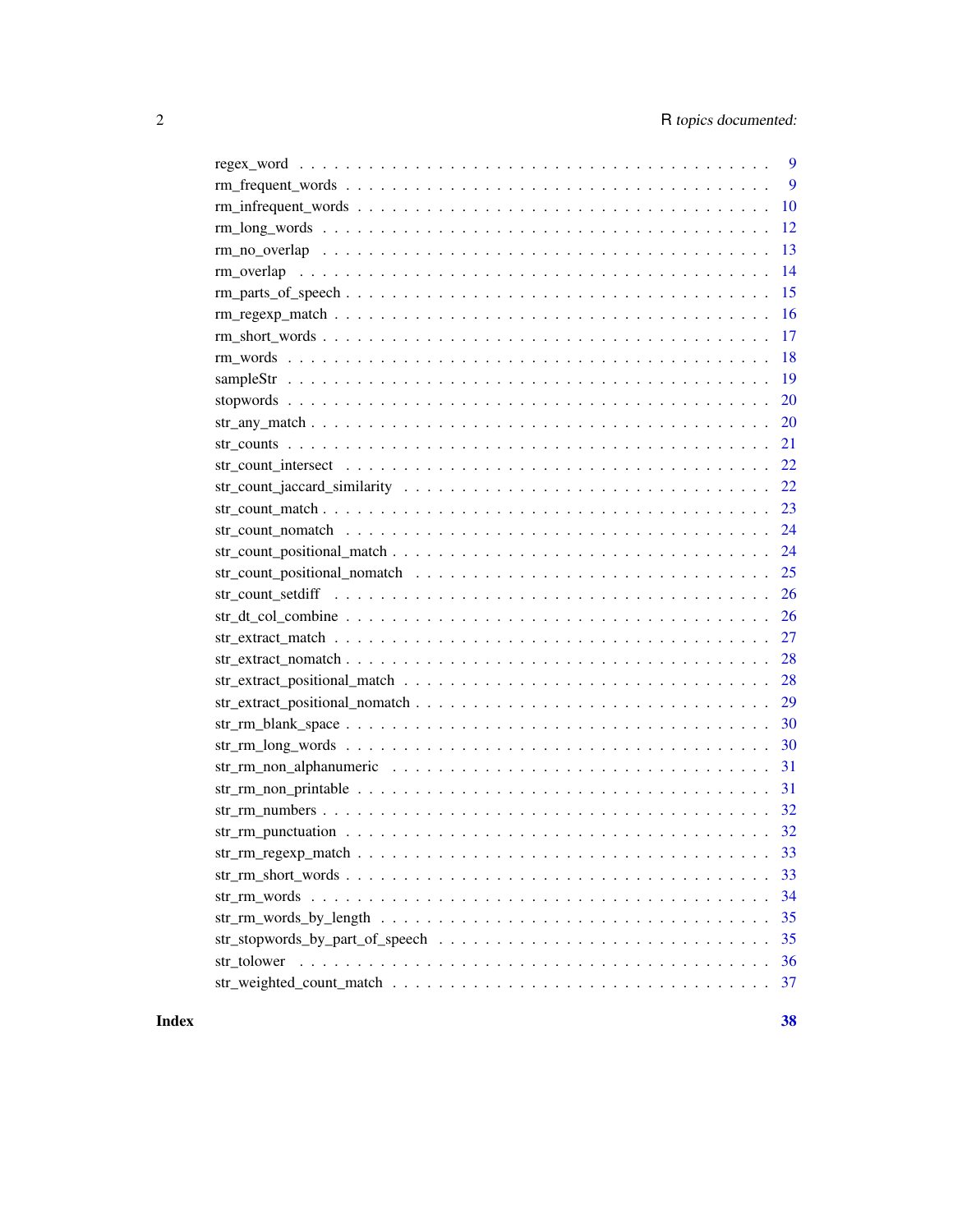regex_word . . . . . . . . . . . . . . . . . . . . . . . . . . . . . . . . . . . . . . . 9
rm_frequent_words . . . . . . . . . . . . . . . . . . . . . . . . . . . . . . . . . . . 9
rm_infrequent_words . . . . . . . . . . . . . . . . . . . . . . . . . . . . . . . . . . 10
rm_long_words . . . . . . . . . . . . . . . . . . . . . . . . . . . . . . . . . . . . . 12
rm_no_overlap . . . . . . . . . . . . . . . . . . . . . . . . . . . . . . . . . . . . . 13
rm_overlap . . . . . . . . . . . . . . . . . . . . . . . . . . . . . . . . . . . . . . . 14
rm_parts_of_speech . . . . . . . . . . . . . . . . . . . . . . . . . . . . . . . . . . . 15
rm_regexp_match . . . . . . . . . . . . . . . . . . . . . . . . . . . . . . . . . . . . 16
rm_short_words . . . . . . . . . . . . . . . . . . . . . . . . . . . . . . . . . . . . . 17
rm_words . . . . . . . . . . . . . . . . . . . . . . . . . . . . . . . . . . . . . . . . 18
sampleStr . . . . . . . . . . . . . . . . . . . . . . . . . . . . . . . . . . . . . . . . 19
stopwords . . . . . . . . . . . . . . . . . . . . . . . . . . . . . . . . . . . . . . . . 20
str_any_match . . . . . . . . . . . . . . . . . . . . . . . . . . . . . . . . . . . . . 20
str_counts . . . . . . . . . . . . . . . . . . . . . . . . . . . . . . . . . . . . . . . . 21
str_count_intersect . . . . . . . . . . . . . . . . . . . . . . . . . . . . . . . . . . 22
str_count_jaccard_similarity . . . . . . . . . . . . . . . . . . . . . . . . . . . . . . 22
str_count_match . . . . . . . . . . . . . . . . . . . . . . . . . . . . . . . . . . . . 23
str_count_nomatch . . . . . . . . . . . . . . . . . . . . . . . . . . . . . . . . . . . 24
str_count_positional_match . . . . . . . . . . . . . . . . . . . . . . . . . . . . . . 24
str_count_positional_nomatch . . . . . . . . . . . . . . . . . . . . . . . . . . . . . 25
str_count_setdiff . . . . . . . . . . . . . . . . . . . . . . . . . . . . . . . . . . . 26
str_dt_col_combine . . . . . . . . . . . . . . . . . . . . . . . . . . . . . . . . . . 26
str_extract_match . . . . . . . . . . . . . . . . . . . . . . . . . . . . . . . . . . . 27
str_extract_nomatch . . . . . . . . . . . . . . . . . . . . . . . . . . . . . . . . . . 28
str_extract_positional_match . . . . . . . . . . . . . . . . . . . . . . . . . . . . . 28
str_extract_positional_nomatch . . . . . . . . . . . . . . . . . . . . . . . . . . . . 29
str_rm_blank_space . . . . . . . . . . . . . . . . . . . . . . . . . . . . . . . . . . 30
str_rm_long_words . . . . . . . . . . . . . . . . . . . . . . . . . . . . . . . . . . . 30
str_rm_non_alphanumeric . . . . . . . . . . . . . . . . . . . . . . . . . . . . . . . 31
str_rm_non_printable . . . . . . . . . . . . . . . . . . . . . . . . . . . . . . . . . 31
str_rm_numbers . . . . . . . . . . . . . . . . . . . . . . . . . . . . . . . . . . . . 32
str_rm_punctuation . . . . . . . . . . . . . . . . . . . . . . . . . . . . . . . . . . 32
str_rm_regexp_match . . . . . . . . . . . . . . . . . . . . . . . . . . . . . . . . . 33
str_rm_short_words . . . . . . . . . . . . . . . . . . . . . . . . . . . . . . . . . . 33
str_rm_words . . . . . . . . . . . . . . . . . . . . . . . . . . . . . . . . . . . . . 34
str_rm_words_by_length . . . . . . . . . . . . . . . . . . . . . . . . . . . . . . . . 35
str_stopwords_by_part_of_speech . . . . . . . . . . . . . . . . . . . . . . . . . . . 35
str_tolower . . . . . . . . . . . . . . . . . . . . . . . . . . . . . . . . . . . . . . 36
str_weighted_count_match . . . . . . . . . . . . . . . . . . . . . . . . . . . . . . . 37

**Index** **38**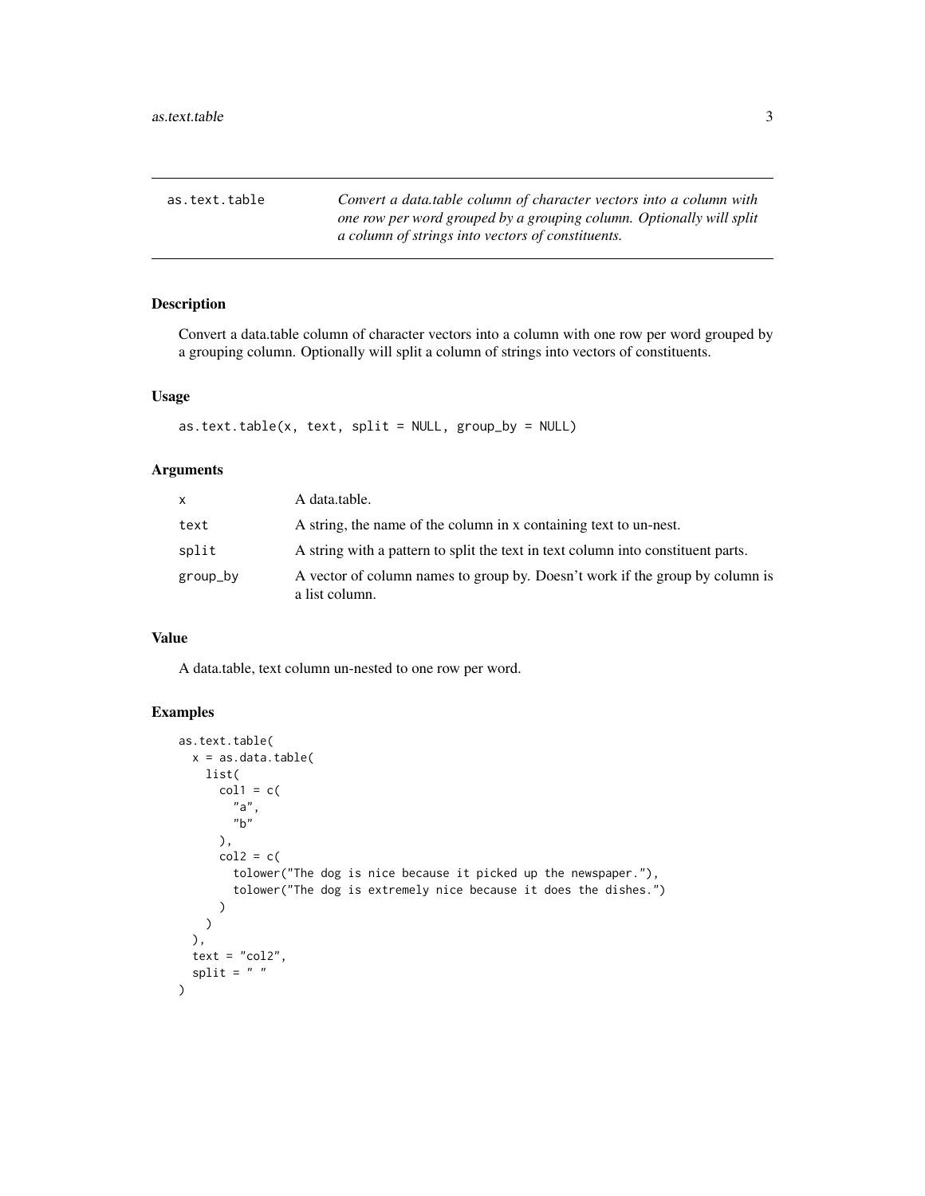| as.text.table | *Convert a data.table column of character vectors into a column with one row per word grouped by a grouping column. Optionally will split a column of strings into vectors of constituents.* |
|---|---|

## Description

Convert a data.table column of character vectors into a column with one row per word grouped by a grouping column. Optionally will split a column of strings into vectors of constituents.

## Usage

```
as.text.table(x, text, split = NULL, group_by = NULL)
```

## Arguments

| | |
|---|---|
| `x` | A data.table. |
| `text` | A string, the name of the column in x containing text to un-nest. |
| `split` | A string with a pattern to split the text in text column into constituent parts. |
| `group_by` | A vector of column names to group by. Doesn't work if the group by column is a list column. |

## Value

A data.table, text column un-nested to one row per word.

## Examples

```
as.text.table(
  x = as.data.table(
    list(
      col1 = c(
        "a",
        "b"
      ),
      col2 = c(
        tolower("The dog is nice because it picked up the newspaper."),
        tolower("The dog is extremely nice because it does the dishes.")
      )
    )
  ),
  text = "col2",
  split = " "
)
```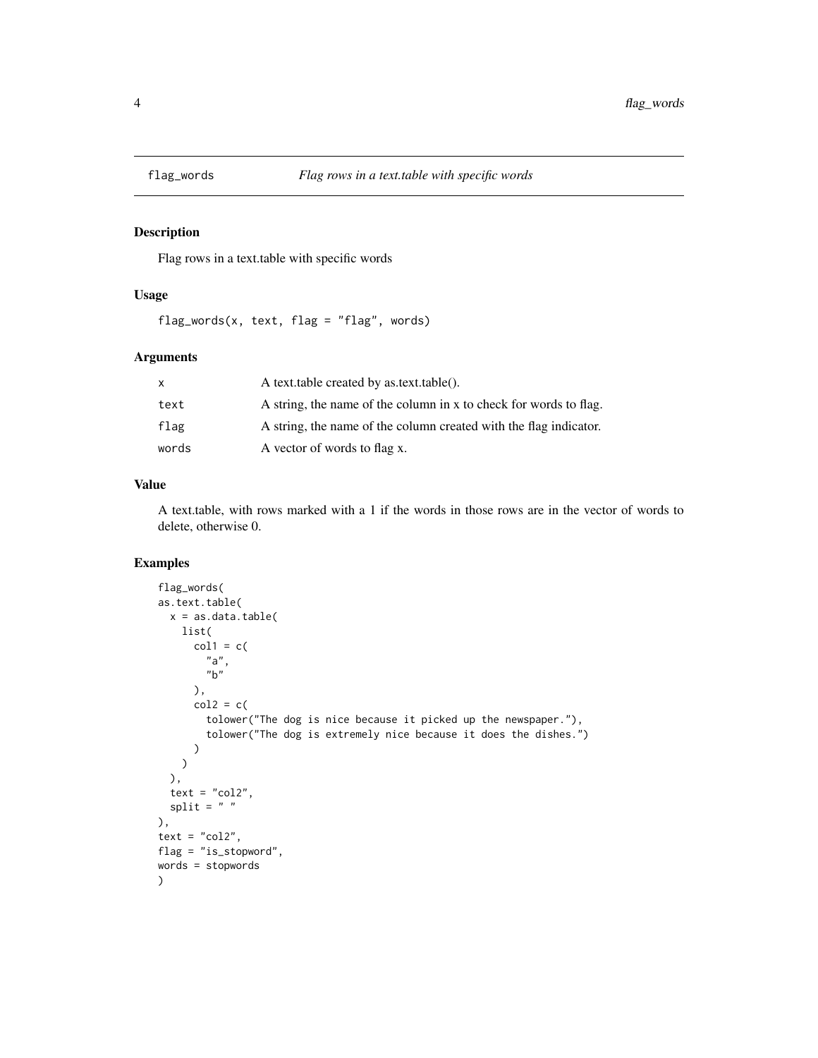# flag_words — *Flag rows in a text.table with specific words*

## Description

Flag rows in a text.table with specific words

## Usage

```
flag_words(x, text, flag = "flag", words)
```

## Arguments

| | |
|---|---|
| `x` | A text.table created by as.text.table(). |
| `text` | A string, the name of the column in x to check for words to flag. |
| `flag` | A string, the name of the column created with the flag indicator. |
| `words` | A vector of words to flag x. |

## Value

A text.table, with rows marked with a 1 if the words in those rows are in the vector of words to delete, otherwise 0.

## Examples

```
flag_words(
as.text.table(
  x = as.data.table(
    list(
      col1 = c(
        "a",
        "b"
      ),
      col2 = c(
        tolower("The dog is nice because it picked up the newspaper."),
        tolower("The dog is extremely nice because it does the dishes.")
      )
    )
  ),
  text = "col2",
  split = " "
),
text = "col2",
flag = "is_stopword",
words = stopwords
)
```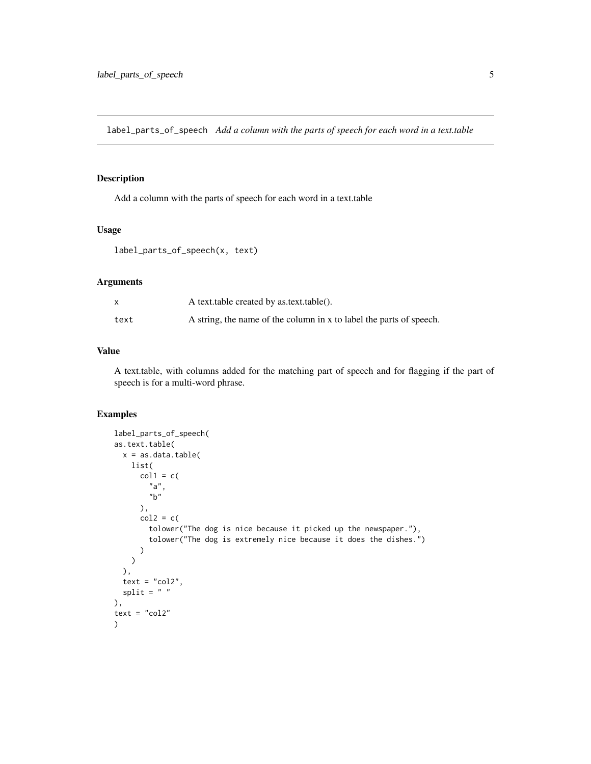## label_parts_of_speech *Add a column with the parts of speech for each word in a text.table*

### Description

Add a column with the parts of speech for each word in a text.table

### Usage

```
label_parts_of_speech(x, text)
```

### Arguments

| | |
|---|---|
| x | A text.table created by as.text.table(). |
| text | A string, the name of the column in x to label the parts of speech. |

### Value

A text.table, with columns added for the matching part of speech and for flagging if the part of speech is for a multi-word phrase.

### Examples

```
label_parts_of_speech(
as.text.table(
  x = as.data.table(
    list(
      col1 = c(
        "a",
        "b"
      ),
      col2 = c(
        tolower("The dog is nice because it picked up the newspaper."),
        tolower("The dog is extremely nice because it does the dishes.")
      )
    )
  ),
  text = "col2",
  split = " "
),
text = "col2"
)
```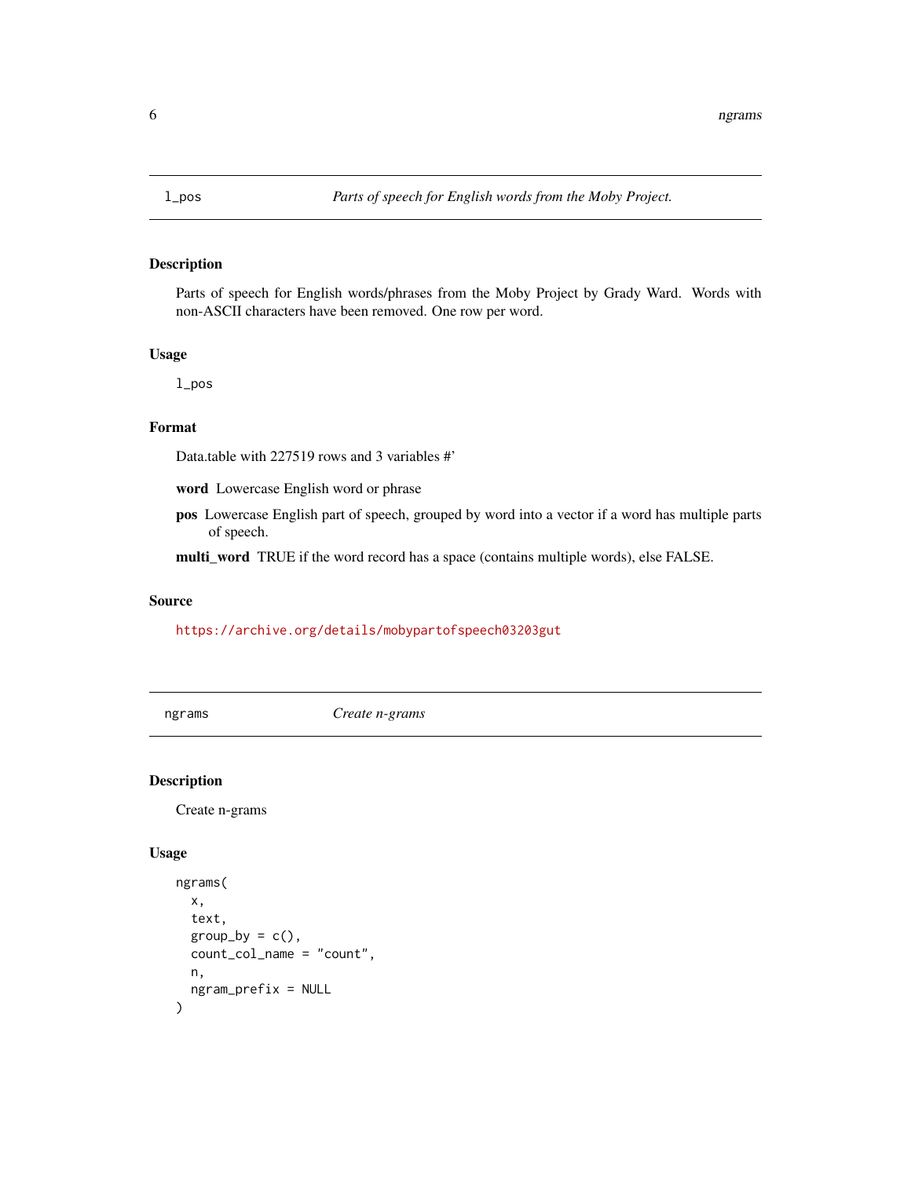## l_pos *Parts of speech for English words from the Moby Project.*

### Description

Parts of speech for English words/phrases from the Moby Project by Grady Ward. Words with non-ASCII characters have been removed. One row per word.

### Usage

```
l_pos
```

### Format

Data.table with 227519 rows and 3 variables #'

**word** Lowercase English word or phrase

**pos** Lowercase English part of speech, grouped by word into a vector if a word has multiple parts of speech.

**multi_word** TRUE if the word record has a space (contains multiple words), else FALSE.

### Source

https://archive.org/details/mobypartofspeech03203gut

## ngrams *Create n-grams*

### Description

Create n-grams

### Usage

```
ngrams(
  x,
  text,
  group_by = c(),
  count_col_name = "count",
  n,
  ngram_prefix = NULL
)
```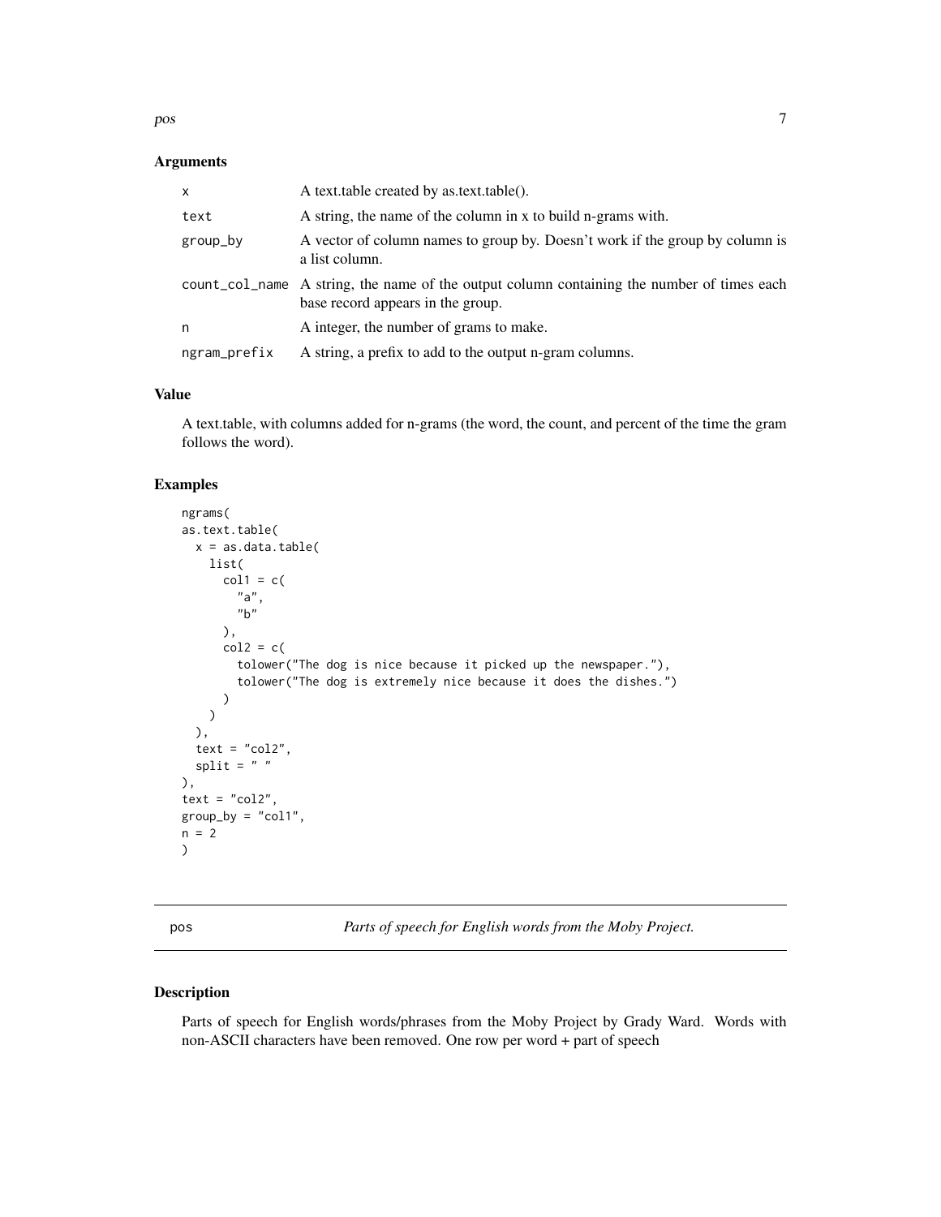### Arguments

| | |
|---|---|
| x | A text.table created by as.text.table(). |
| text | A string, the name of the column in x to build n-grams with. |
| group_by | A vector of column names to group by. Doesn't work if the group by column is a list column. |
| count_col_name | A string, the name of the output column containing the number of times each base record appears in the group. |
| n | A integer, the number of grams to make. |
| ngram_prefix | A string, a prefix to add to the output n-gram columns. |

### Value

A text.table, with columns added for n-grams (the word, the count, and percent of the time the gram follows the word).

### Examples

```
ngrams(
as.text.table(
  x = as.data.table(
    list(
      col1 = c(
        "a",
        "b"
      ),
      col2 = c(
        tolower("The dog is nice because it picked up the newspaper."),
        tolower("The dog is extremely nice because it does the dishes.")
      )
    )
  ),
  text = "col2",
  split = " "
),
text = "col2",
group_by = "col1",
n = 2
)
```

---

## pos — *Parts of speech for English words from the Moby Project.*

### Description

Parts of speech for English words/phrases from the Moby Project by Grady Ward. Words with non-ASCII characters have been removed. One row per word + part of speech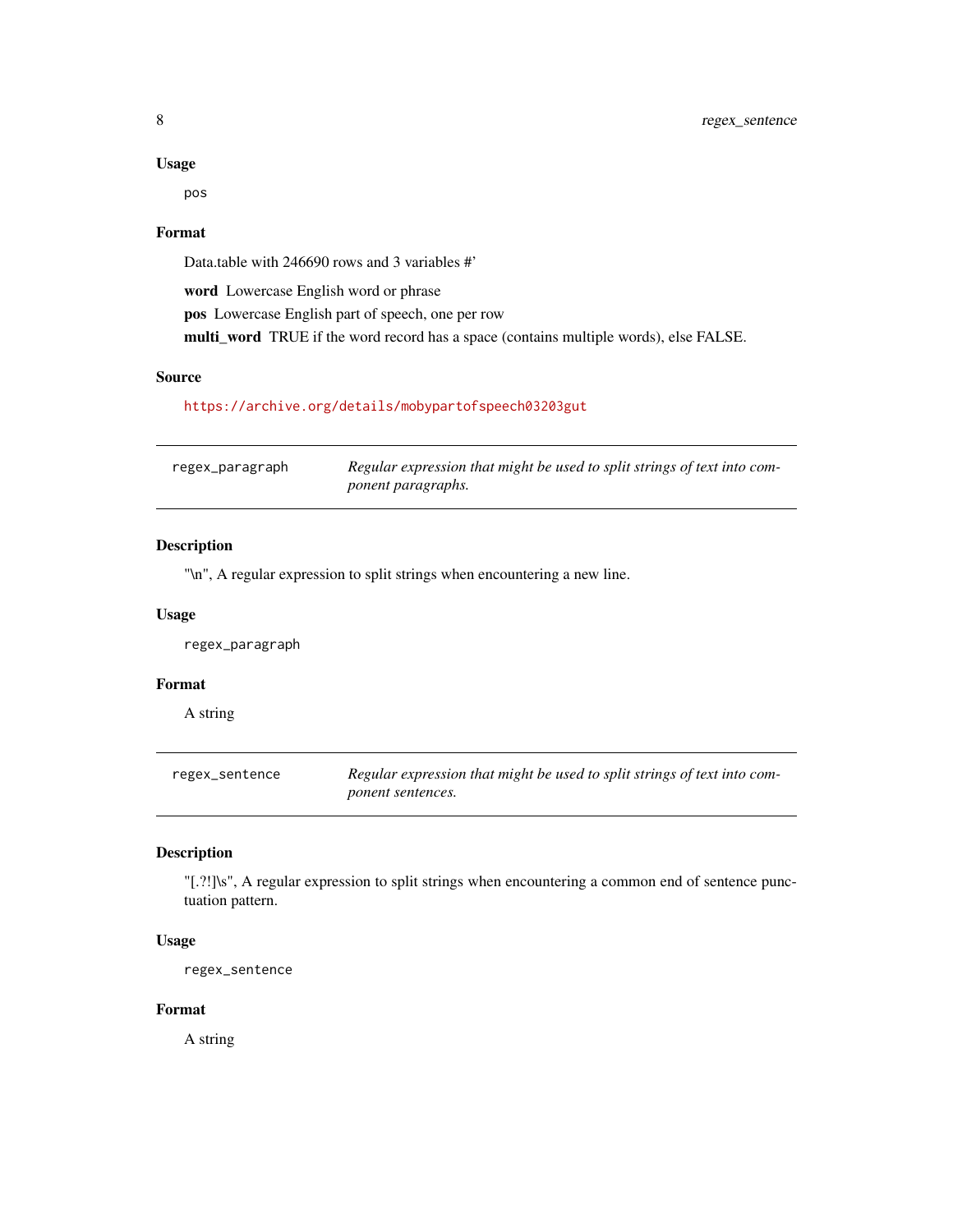### Usage

```
pos
```

### Format

Data.table with 246690 rows and 3 variables #'

**word** Lowercase English word or phrase

**pos** Lowercase English part of speech, one per row

**multi_word** TRUE if the word record has a space (contains multiple words), else FALSE.

### Source

https://archive.org/details/mobypartofspeech03203gut

---

## regex_paragraph

*Regular expression that might be used to split strings of text into component paragraphs.*

### Description

"\n", A regular expression to split strings when encountering a new line.

### Usage

```
regex_paragraph
```

### Format

A string

---

## regex_sentence

*Regular expression that might be used to split strings of text into component sentences.*

### Description

"[.?!]\s", A regular expression to split strings when encountering a common end of sentence punctuation pattern.

### Usage

```
regex_sentence
```

### Format

A string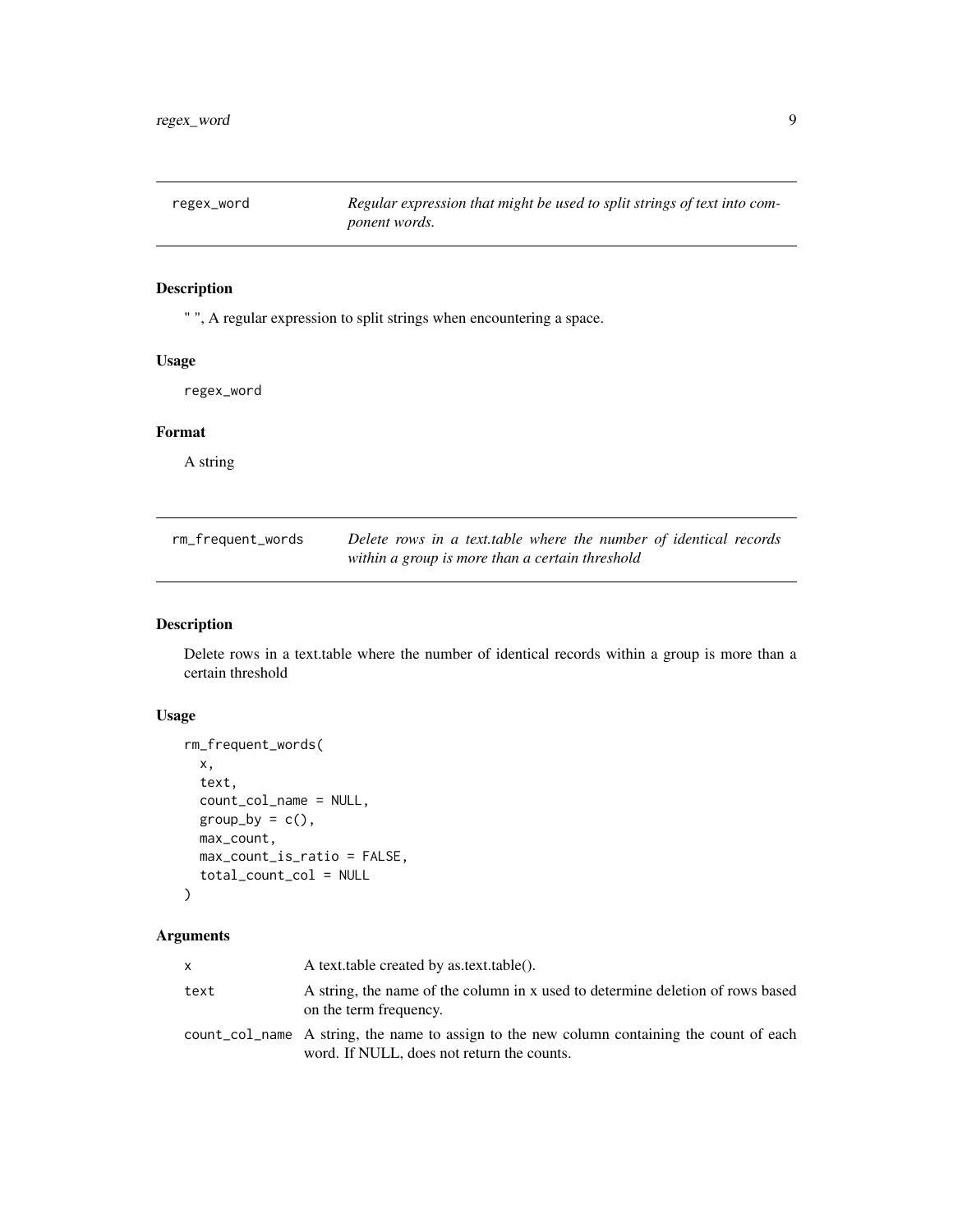## regex_word

*Regular expression that might be used to split strings of text into component words.*

### Description

" ", A regular expression to split strings when encountering a space.

### Usage

```
regex_word
```

### Format

A string

## rm_frequent_words

*Delete rows in a text.table where the number of identical records within a group is more than a certain threshold*

### Description

Delete rows in a text.table where the number of identical records within a group is more than a certain threshold

### Usage

```
rm_frequent_words(
  x,
  text,
  count_col_name = NULL,
  group_by = c(),
  max_count,
  max_count_is_ratio = FALSE,
  total_count_col = NULL
)
```

### Arguments

| | |
|---|---|
| x | A text.table created by as.text.table(). |
| text | A string, the name of the column in x used to determine deletion of rows based on the term frequency. |
| count_col_name | A string, the name to assign to the new column containing the count of each word. If NULL, does not return the counts. |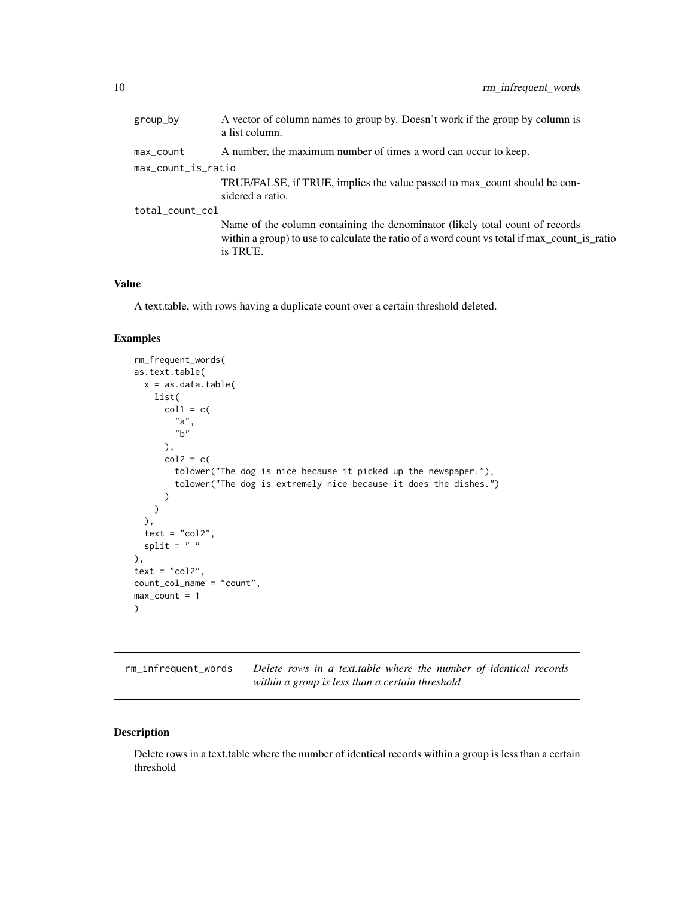| | |
|---|---|
| group_by | A vector of column names to group by. Doesn't work if the group by column is a list column. |
| max_count | A number, the maximum number of times a word can occur to keep. |
| max_count_is_ratio | TRUE/FALSE, if TRUE, implies the value passed to max_count should be considered a ratio. |
| total_count_col | Name of the column containing the denominator (likely total count of records within a group) to use to calculate the ratio of a word count vs total if max_count_is_ratio is TRUE. |

### Value

A text.table, with rows having a duplicate count over a certain threshold deleted.

### Examples

```
rm_frequent_words(
as.text.table(
  x = as.data.table(
    list(
      col1 = c(
        "a",
        "b"
      ),
      col2 = c(
        tolower("The dog is nice because it picked up the newspaper."),
        tolower("The dog is extremely nice because it does the dishes.")
      )
    )
  ),
  text = "col2",
  split = " "
),
text = "col2",
count_col_name = "count",
max_count = 1
)
```

---

## rm_infrequent_words — *Delete rows in a text.table where the number of identical records within a group is less than a certain threshold*

### Description

Delete rows in a text.table where the number of identical records within a group is less than a certain threshold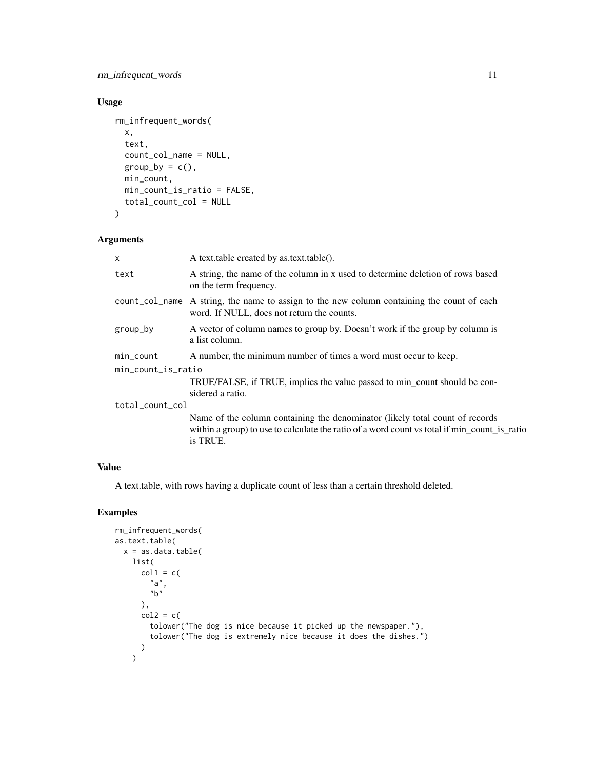### Usage

```
rm_infrequent_words(
  x,
  text,
  count_col_name = NULL,
  group_by = c(),
  min_count,
  min_count_is_ratio = FALSE,
  total_count_col = NULL
)
```

### Arguments

| | |
|---|---|
| x | A text.table created by as.text.table(). |
| text | A string, the name of the column in x used to determine deletion of rows based on the term frequency. |
| count_col_name | A string, the name to assign to the new column containing the count of each word. If NULL, does not return the counts. |
| group_by | A vector of column names to group by. Doesn't work if the group by column is a list column. |
| min_count | A number, the minimum number of times a word must occur to keep. |
| min_count_is_ratio | TRUE/FALSE, if TRUE, implies the value passed to min_count should be considered a ratio. |
| total_count_col | Name of the column containing the denominator (likely total count of records within a group) to use to calculate the ratio of a word count vs total if min_count_is_ratio is TRUE. |

### Value

A text.table, with rows having a duplicate count of less than a certain threshold deleted.

### Examples

```
rm_infrequent_words(
as.text.table(
  x = as.data.table(
    list(
      col1 = c(
        "a",
        "b"
      ),
      col2 = c(
        tolower("The dog is nice because it picked up the newspaper."),
        tolower("The dog is extremely nice because it does the dishes.")
      )
    )
```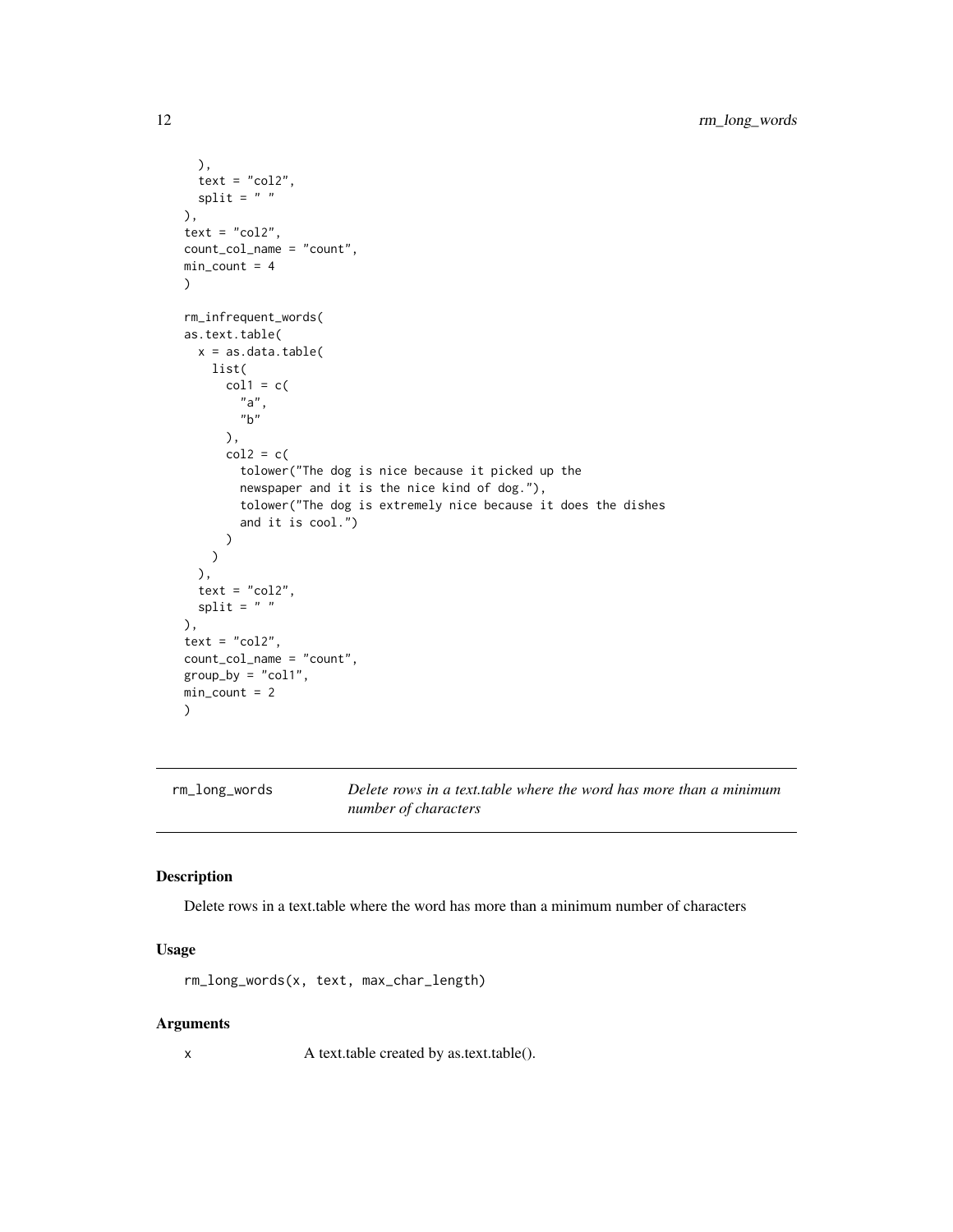```
    ),
    text = "col2",
    split = " "
  ),
  text = "col2",
  count_col_name = "count",
  min_count = 4
  )

  rm_infrequent_words(
  as.text.table(
    x = as.data.table(
      list(
        col1 = c(
          "a",
          "b"
        ),
        col2 = c(
          tolower("The dog is nice because it picked up the
          newspaper and it is the nice kind of dog."),
          tolower("The dog is extremely nice because it does the dishes
          and it is cool.")
        )
      )
    ),
    text = "col2",
    split = " "
  ),
  text = "col2",
  count_col_name = "count",
  group_by = "col1",
  min_count = 2
  )
```

## rm_long_words

*Delete rows in a text.table where the word has more than a minimum number of characters*

### Description

Delete rows in a text.table where the word has more than a minimum number of characters

### Usage

```
rm_long_words(x, text, max_char_length)
```

### Arguments

x A text.table created by as.text.table().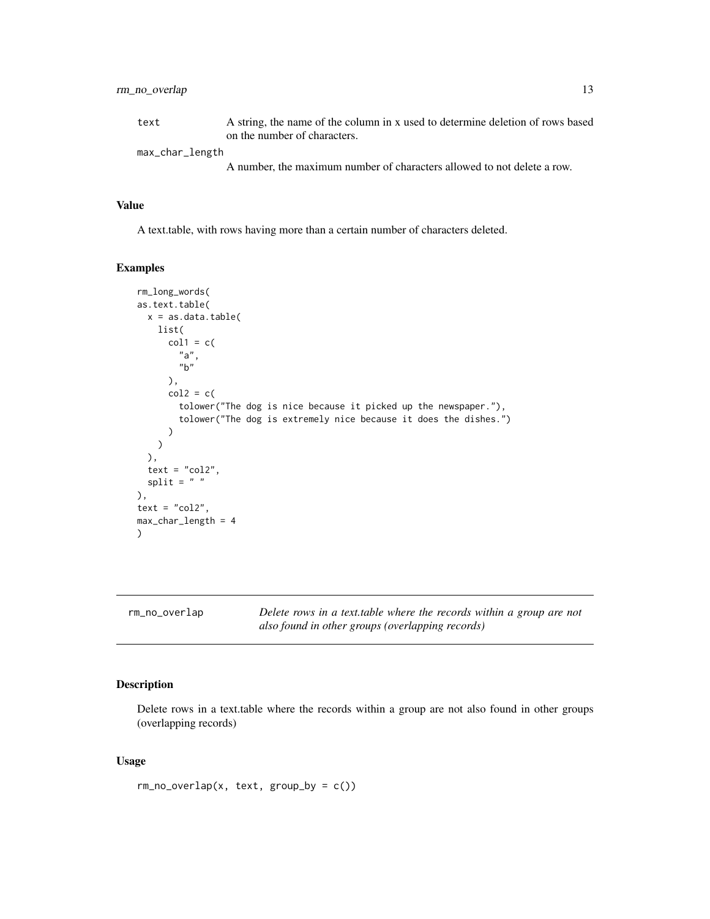| | |
|---|---|
| text | A string, the name of the column in x used to determine deletion of rows based on the number of characters. |
| max_char_length | A number, the maximum number of characters allowed to not delete a row. |

### Value

A text.table, with rows having more than a certain number of characters deleted.

### Examples

```
rm_long_words(
as.text.table(
  x = as.data.table(
    list(
      col1 = c(
        "a",
        "b"
      ),
      col2 = c(
        tolower("The dog is nice because it picked up the newspaper."),
        tolower("The dog is extremely nice because it does the dishes.")
      )
    )
  ),
  text = "col2",
  split = " "
),
text = "col2",
max_char_length = 4
)
```

---

## rm_no_overlap *Delete rows in a text.table where the records within a group are not also found in other groups (overlapping records)*

---

### Description

Delete rows in a text.table where the records within a group are not also found in other groups (overlapping records)

### Usage

```
rm_no_overlap(x, text, group_by = c())
```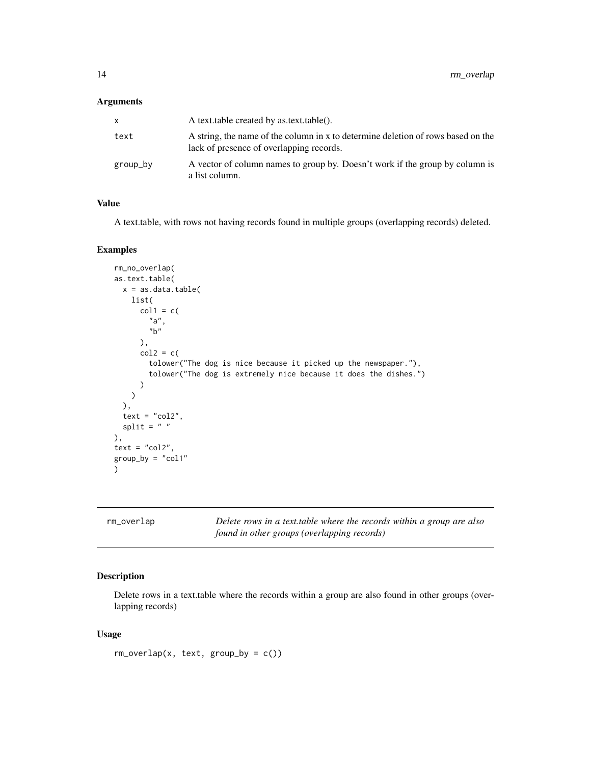### Arguments

| | |
|---|---|
| x | A text.table created by as.text.table(). |
| text | A string, the name of the column in x to determine deletion of rows based on the lack of presence of overlapping records. |
| group_by | A vector of column names to group by. Doesn't work if the group by column is a list column. |

### Value

A text.table, with rows not having records found in multiple groups (overlapping records) deleted.

### Examples

```
rm_no_overlap(
as.text.table(
  x = as.data.table(
    list(
      col1 = c(
        "a",
        "b"
      ),
      col2 = c(
        tolower("The dog is nice because it picked up the newspaper."),
        tolower("The dog is extremely nice because it does the dishes.")
      )
    )
  ),
  text = "col2",
  split = " "
),
text = "col2",
group_by = "col1"
)
```

---

## rm_overlap

*Delete rows in a text.table where the records within a group are also found in other groups (overlapping records)*

---

### Description

Delete rows in a text.table where the records within a group are also found in other groups (overlapping records)

### Usage

```
rm_overlap(x, text, group_by = c())
```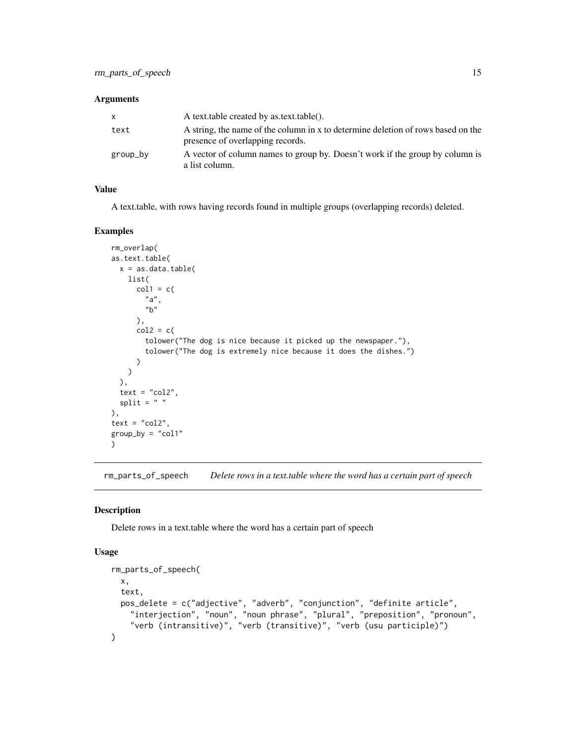### Arguments

| | |
|---|---|
| x | A text.table created by as.text.table(). |
| text | A string, the name of the column in x to determine deletion of rows based on the presence of overlapping records. |
| group_by | A vector of column names to group by. Doesn't work if the group by column is a list column. |

### Value

A text.table, with rows having records found in multiple groups (overlapping records) deleted.

### Examples

```
rm_overlap(
as.text.table(
  x = as.data.table(
    list(
      col1 = c(
        "a",
        "b"
      ),
      col2 = c(
        tolower("The dog is nice because it picked up the newspaper."),
        tolower("The dog is extremely nice because it does the dishes.")
      )
    )
  ),
  text = "col2",
  split = " "
),
text = "col2",
group_by = "col1"
)
```

---

## rm_parts_of_speech *Delete rows in a text.table where the word has a certain part of speech*

### Description

Delete rows in a text.table where the word has a certain part of speech

### Usage

```
rm_parts_of_speech(
  x,
  text,
  pos_delete = c("adjective", "adverb", "conjunction", "definite article",
    "interjection", "noun", "noun phrase", "plural", "preposition", "pronoun",
    "verb (intransitive)", "verb (transitive)", "verb (usu participle)")
)
```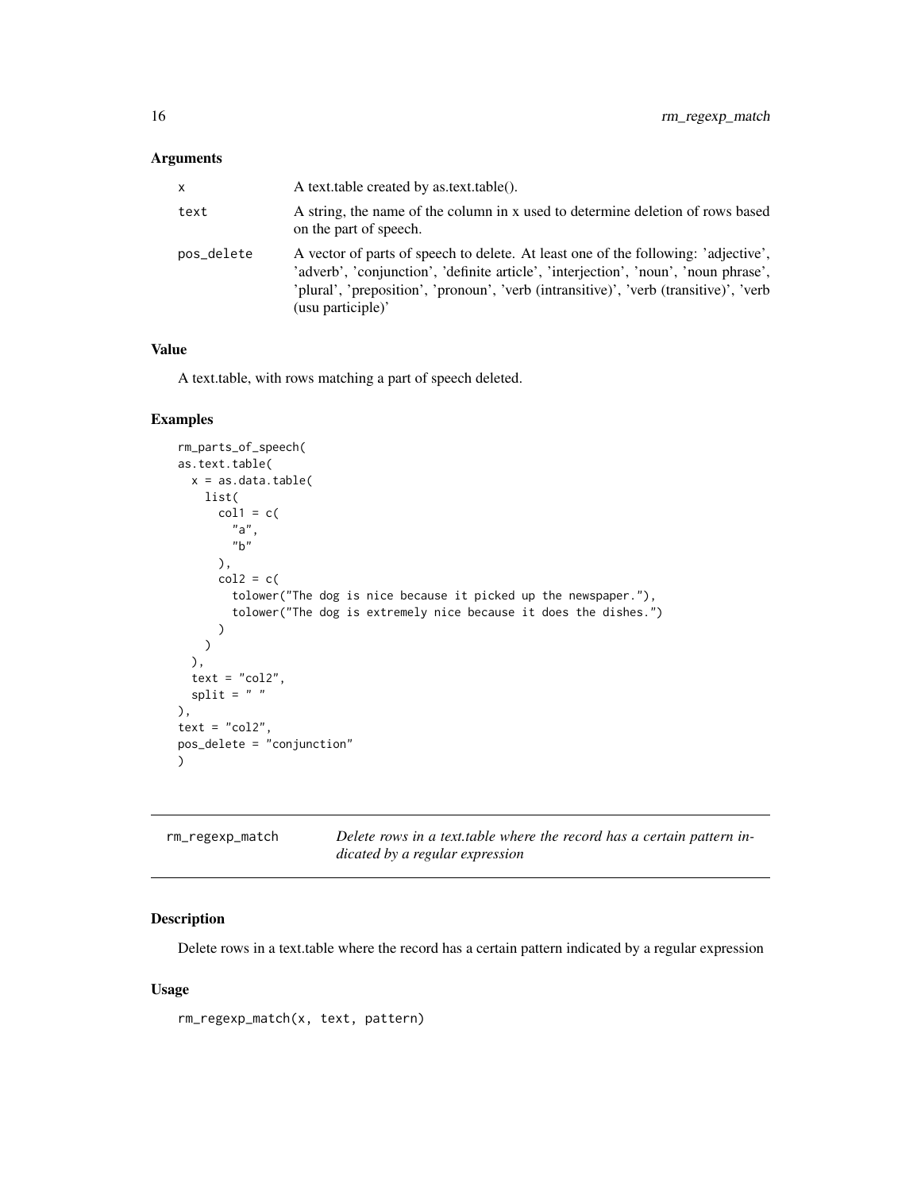### Arguments

| | |
|---|---|
| x | A text.table created by as.text.table(). |
| text | A string, the name of the column in x used to determine deletion of rows based on the part of speech. |
| pos_delete | A vector of parts of speech to delete. At least one of the following: 'adjective', 'adverb', 'conjunction', 'definite article', 'interjection', 'noun', 'noun phrase', 'plural', 'preposition', 'pronoun', 'verb (intransitive)', 'verb (transitive)', 'verb (usu participle)' |

### Value

A text.table, with rows matching a part of speech deleted.

### Examples

```
rm_parts_of_speech(
as.text.table(
  x = as.data.table(
    list(
      col1 = c(
        "a",
        "b"
      ),
      col2 = c(
        tolower("The dog is nice because it picked up the newspaper."),
        tolower("The dog is extremely nice because it does the dishes.")
      )
    )
  ),
  text = "col2",
  split = " "
),
text = "col2",
pos_delete = "conjunction"
)
```

---

## rm_regexp_match

*Delete rows in a text.table where the record has a certain pattern indicated by a regular expression*

### Description

Delete rows in a text.table where the record has a certain pattern indicated by a regular expression

### Usage

```
rm_regexp_match(x, text, pattern)
```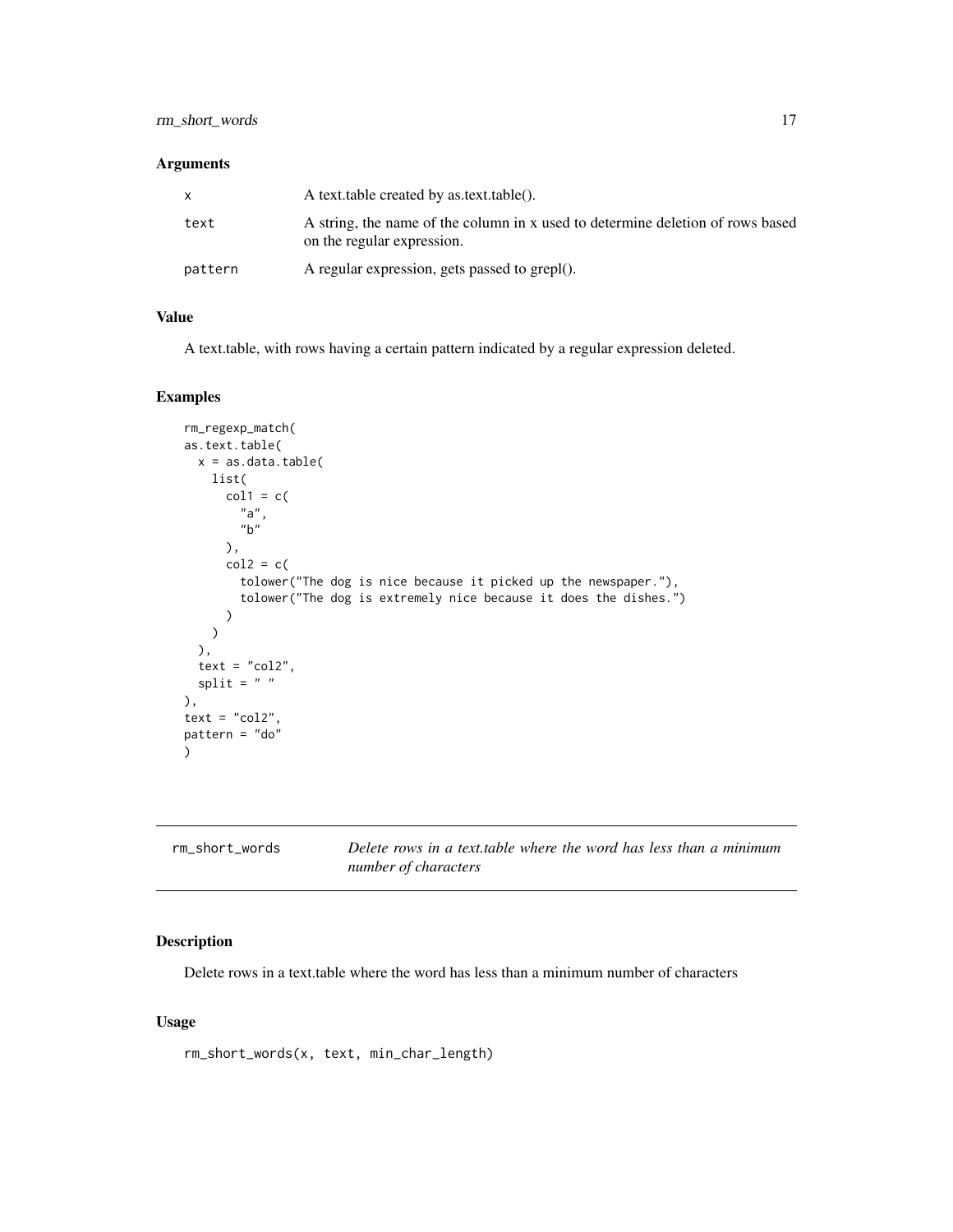### Arguments

| | |
|---|---|
| x | A text.table created by as.text.table(). |
| text | A string, the name of the column in x used to determine deletion of rows based on the regular expression. |
| pattern | A regular expression, gets passed to grepl(). |

### Value

A text.table, with rows having a certain pattern indicated by a regular expression deleted.

### Examples

```
rm_regexp_match(
as.text.table(
  x = as.data.table(
    list(
      col1 = c(
        "a",
        "b"
      ),
      col2 = c(
        tolower("The dog is nice because it picked up the newspaper."),
        tolower("The dog is extremely nice because it does the dishes.")
      )
    )
  ),
  text = "col2",
  split = " "
),
text = "col2",
pattern = "do"
)
```

---

## rm_short_words    *Delete rows in a text.table where the word has less than a minimum number of characters*

---

### Description

Delete rows in a text.table where the word has less than a minimum number of characters

### Usage

```
rm_short_words(x, text, min_char_length)
```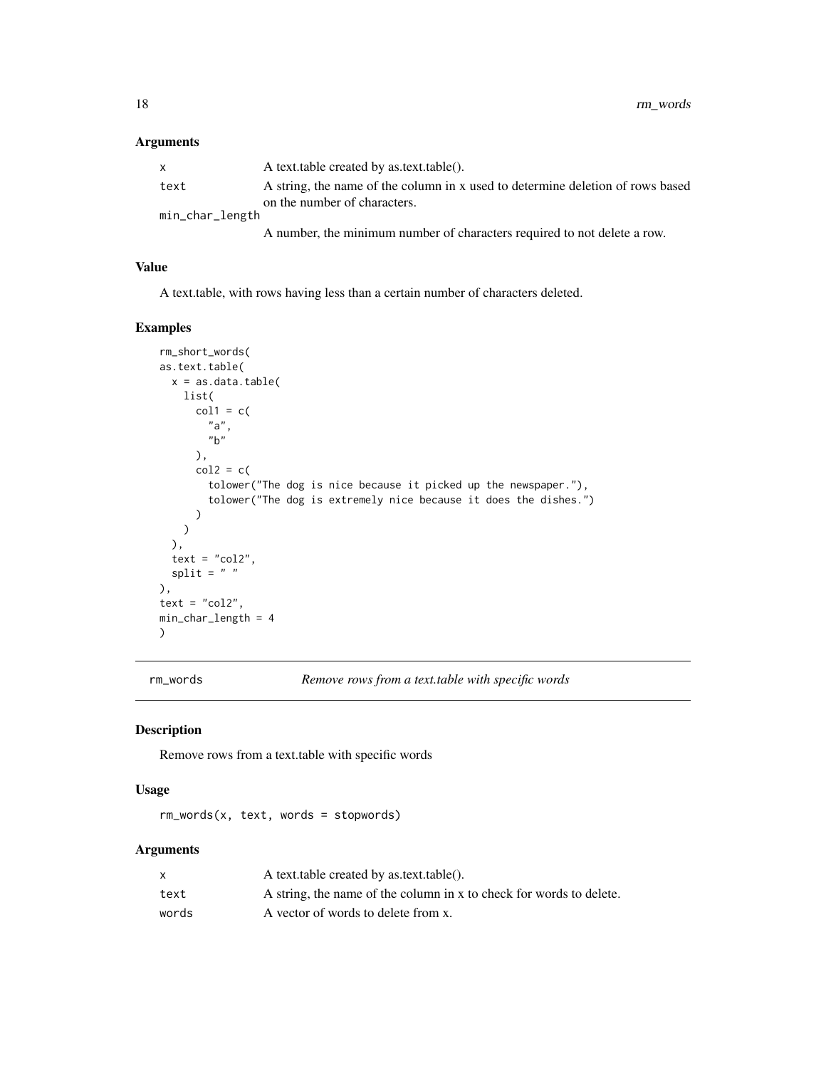### Arguments

| | |
|---|---|
| x | A text.table created by as.text.table(). |
| text | A string, the name of the column in x used to determine deletion of rows based on the number of characters. |
| min_char_length | A number, the minimum number of characters required to not delete a row. |

### Value

A text.table, with rows having less than a certain number of characters deleted.

### Examples

```
rm_short_words(
as.text.table(
  x = as.data.table(
    list(
      col1 = c(
        "a",
        "b"
      ),
      col2 = c(
        tolower("The dog is nice because it picked up the newspaper."),
        tolower("The dog is extremely nice because it does the dishes.")
      )
    )
  ),
  text = "col2",
  split = " "
),
text = "col2",
min_char_length = 4
)
```

---

## rm_words *Remove rows from a text.table with specific words*

### Description

Remove rows from a text.table with specific words

### Usage

```
rm_words(x, text, words = stopwords)
```

### Arguments

| | |
|---|---|
| x | A text.table created by as.text.table(). |
| text | A string, the name of the column in x to check for words to delete. |
| words | A vector of words to delete from x. |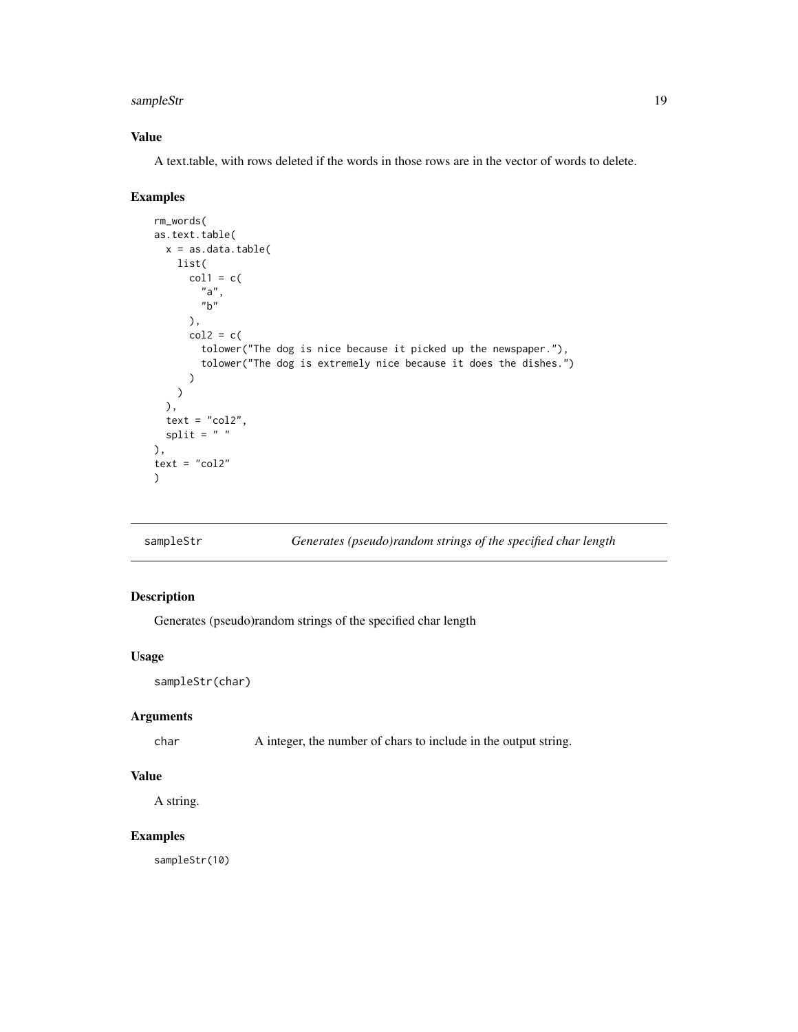### Value

A text.table, with rows deleted if the words in those rows are in the vector of words to delete.

### Examples

```
rm_words(
as.text.table(
  x = as.data.table(
    list(
      col1 = c(
        "a",
        "b"
      ),
      col2 = c(
        tolower("The dog is nice because it picked up the newspaper."),
        tolower("The dog is extremely nice because it does the dishes.")
      )
    )
  ),
  text = "col2",
  split = " "
),
text = "col2"
)
```

---

## sampleStr — *Generates (pseudo)random strings of the specified char length*

---

### Description

Generates (pseudo)random strings of the specified char length

### Usage

```
sampleStr(char)
```

### Arguments

| | |
|---|---|
| `char` | A integer, the number of chars to include in the output string. |

### Value

A string.

### Examples

```
sampleStr(10)
```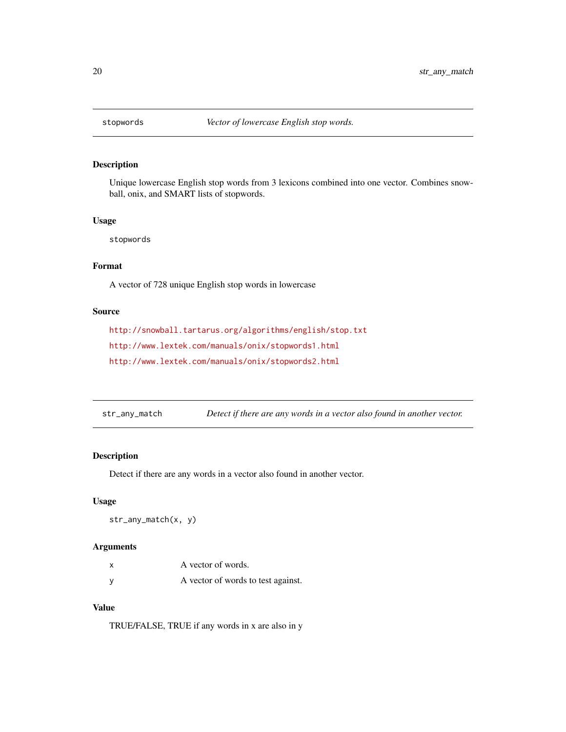## stopwords — *Vector of lowercase English stop words.*

### Description

Unique lowercase English stop words from 3 lexicons combined into one vector. Combines snowball, onix, and SMART lists of stopwords.

### Usage

```
stopwords
```

### Format

A vector of 728 unique English stop words in lowercase

### Source

http://snowball.tartarus.org/algorithms/english/stop.txt

http://www.lextek.com/manuals/onix/stopwords1.html

http://www.lextek.com/manuals/onix/stopwords2.html

## str_any_match — *Detect if there are any words in a vector also found in another vector.*

### Description

Detect if there are any words in a vector also found in another vector.

### Usage

```
str_any_match(x, y)
```

### Arguments

| | |
|---|---|
| x | A vector of words. |
| y | A vector of words to test against. |

### Value

TRUE/FALSE, TRUE if any words in x are also in y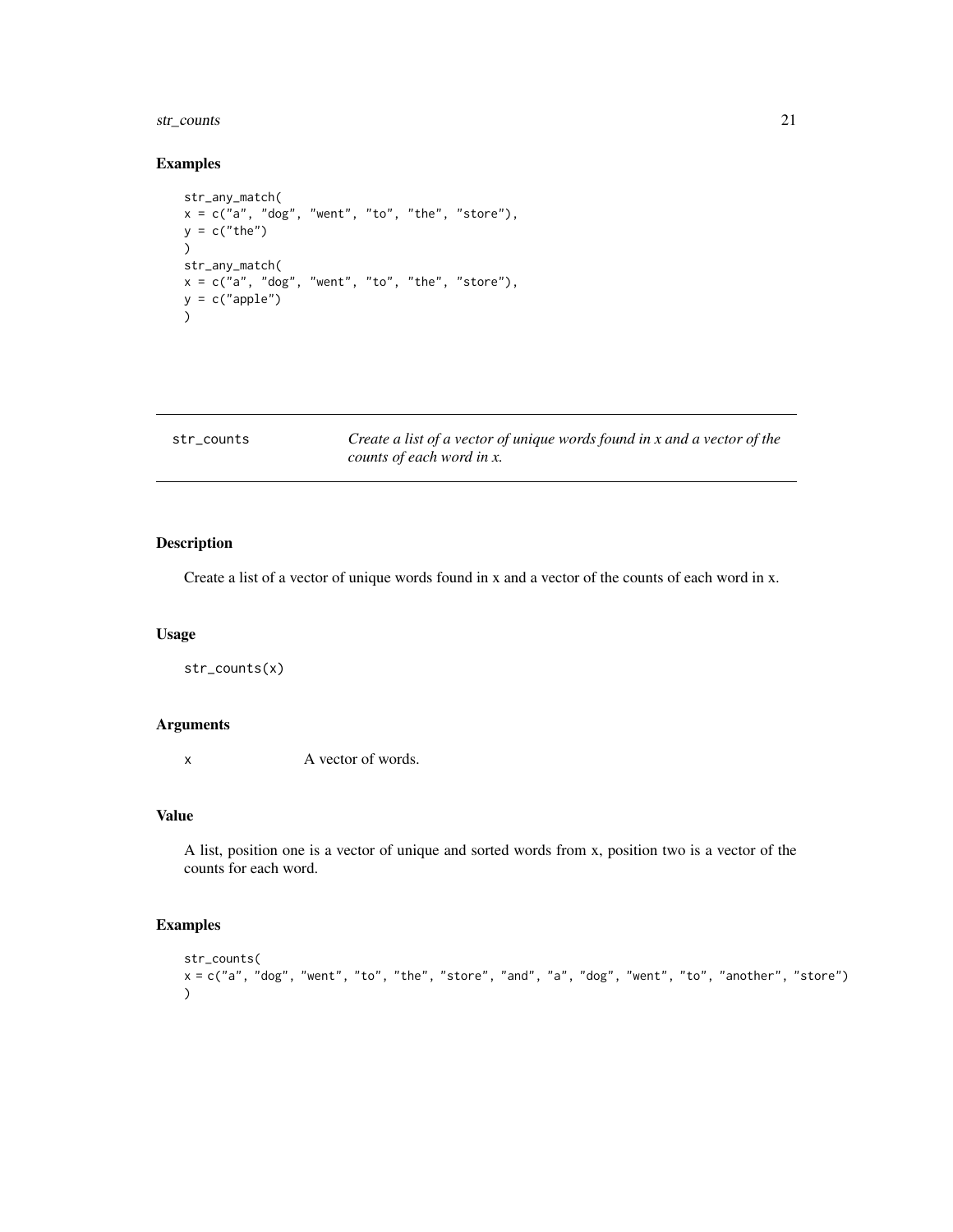## Examples

```
str_any_match(
x = c("a", "dog", "went", "to", "the", "store"),
y = c("the")
)
str_any_match(
x = c("a", "dog", "went", "to", "the", "store"),
y = c("apple")
)
```

---

## str_counts — *Create a list of a vector of unique words found in x and a vector of the counts of each word in x.*

---

### Description

Create a list of a vector of unique words found in x and a vector of the counts of each word in x.

### Usage

```
str_counts(x)
```

### Arguments

| | |
|---|---|
| x | A vector of words. |

### Value

A list, position one is a vector of unique and sorted words from x, position two is a vector of the counts for each word.

### Examples

```
str_counts(
x = c("a", "dog", "went", "to", "the", "store", "and", "a", "dog", "went", "to", "another", "store")
)
```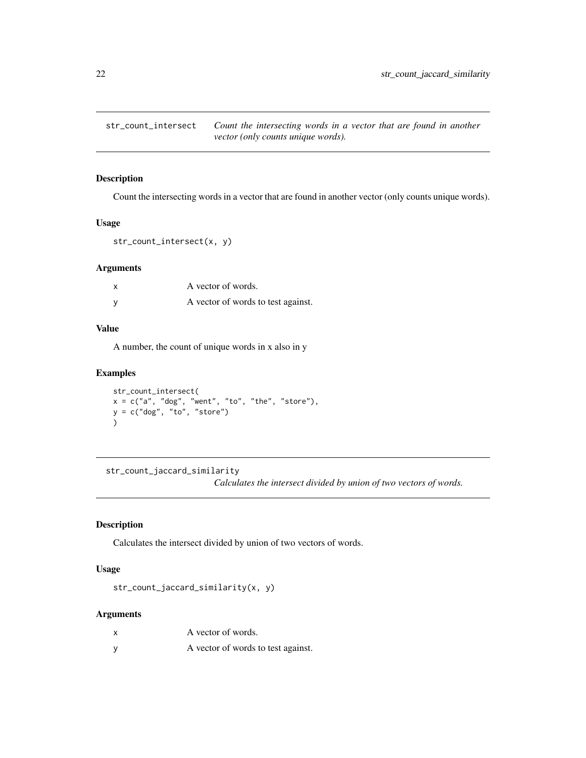## str_count_intersect

*Count the intersecting words in a vector that are found in another vector (only counts unique words).*

### Description

Count the intersecting words in a vector that are found in another vector (only counts unique words).

### Usage

```
str_count_intersect(x, y)
```

### Arguments

| | |
|---|---|
| x | A vector of words. |
| y | A vector of words to test against. |

### Value

A number, the count of unique words in x also in y

### Examples

```
str_count_intersect(
x = c("a", "dog", "went", "to", "the", "store"),
y = c("dog", "to", "store")
)
```

## str_count_jaccard_similarity

*Calculates the intersect divided by union of two vectors of words.*

### Description

Calculates the intersect divided by union of two vectors of words.

### Usage

```
str_count_jaccard_similarity(x, y)
```

### Arguments

| | |
|---|---|
| x | A vector of words. |
| y | A vector of words to test against. |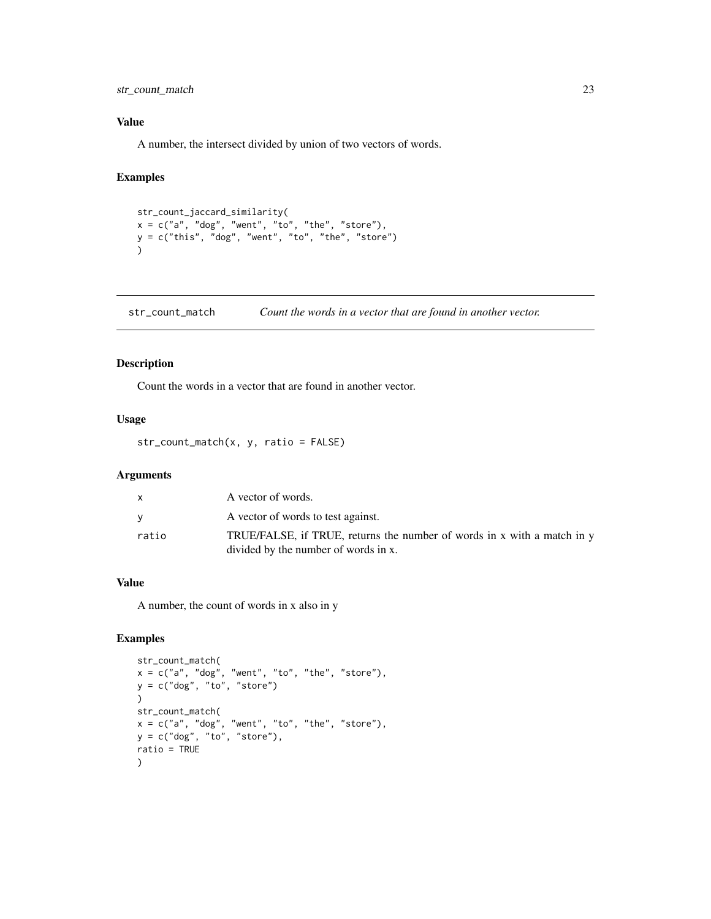### Value

A number, the intersect divided by union of two vectors of words.

### Examples

```
str_count_jaccard_similarity(
x = c("a", "dog", "went", "to", "the", "store"),
y = c("this", "dog", "went", "to", "the", "store")
)
```

---

## str_count_match — *Count the words in a vector that are found in another vector.*

### Description

Count the words in a vector that are found in another vector.

### Usage

```
str_count_match(x, y, ratio = FALSE)
```

### Arguments

| | |
|---|---|
| x | A vector of words. |
| y | A vector of words to test against. |
| ratio | TRUE/FALSE, if TRUE, returns the number of words in x with a match in y divided by the number of words in x. |

### Value

A number, the count of words in x also in y

### Examples

```
str_count_match(
x = c("a", "dog", "went", "to", "the", "store"),
y = c("dog", "to", "store")
)
str_count_match(
x = c("a", "dog", "went", "to", "the", "store"),
y = c("dog", "to", "store"),
ratio = TRUE
)
```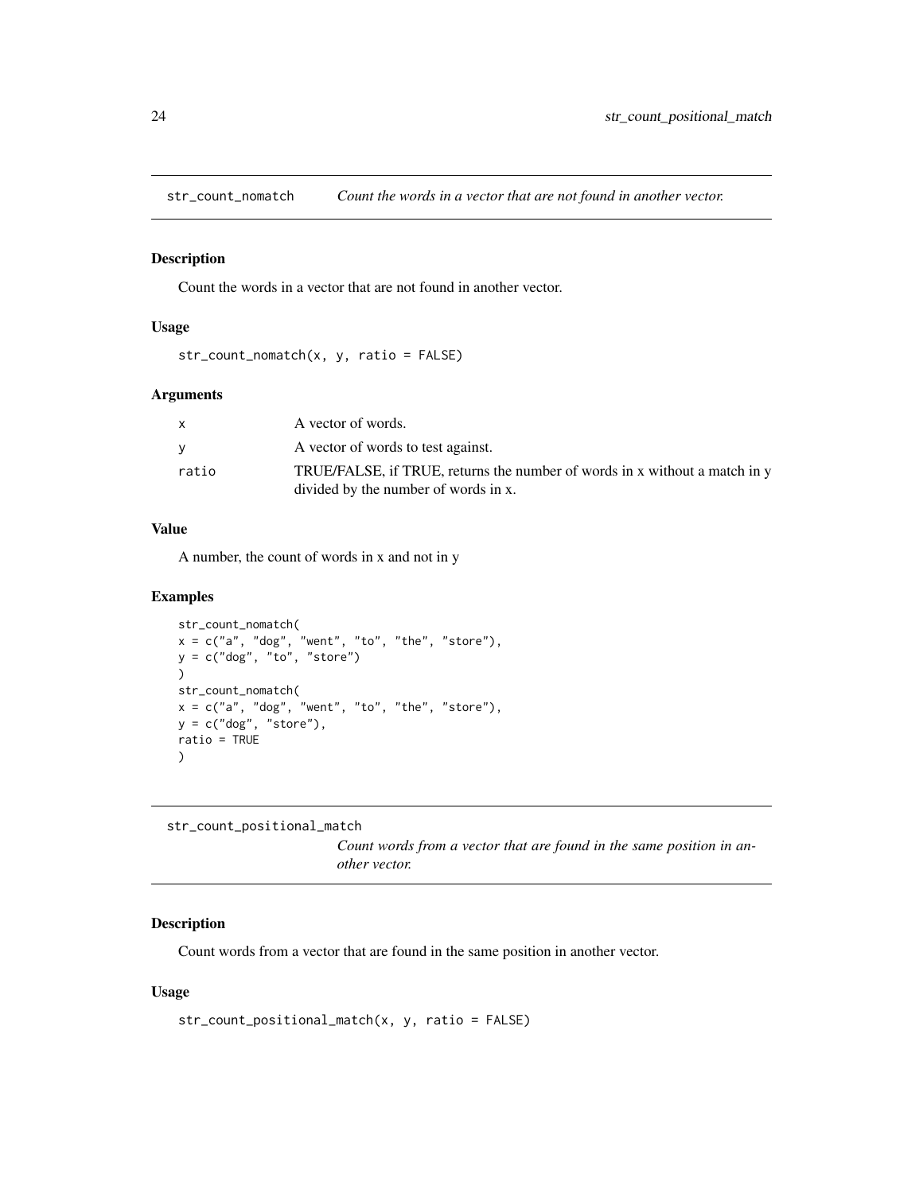## str_count_nomatch — *Count the words in a vector that are not found in another vector.*

### Description

Count the words in a vector that are not found in another vector.

### Usage

```
str_count_nomatch(x, y, ratio = FALSE)
```

### Arguments

| | |
|---|---|
| x | A vector of words. |
| y | A vector of words to test against. |
| ratio | TRUE/FALSE, if TRUE, returns the number of words in x without a match in y divided by the number of words in x. |

### Value

A number, the count of words in x and not in y

### Examples

```
str_count_nomatch(
x = c("a", "dog", "went", "to", "the", "store"),
y = c("dog", "to", "store")
)
str_count_nomatch(
x = c("a", "dog", "went", "to", "the", "store"),
y = c("dog", "store"),
ratio = TRUE
)
```

## str_count_positional_match — *Count words from a vector that are found in the same position in another vector.*

### Description

Count words from a vector that are found in the same position in another vector.

### Usage

```
str_count_positional_match(x, y, ratio = FALSE)
```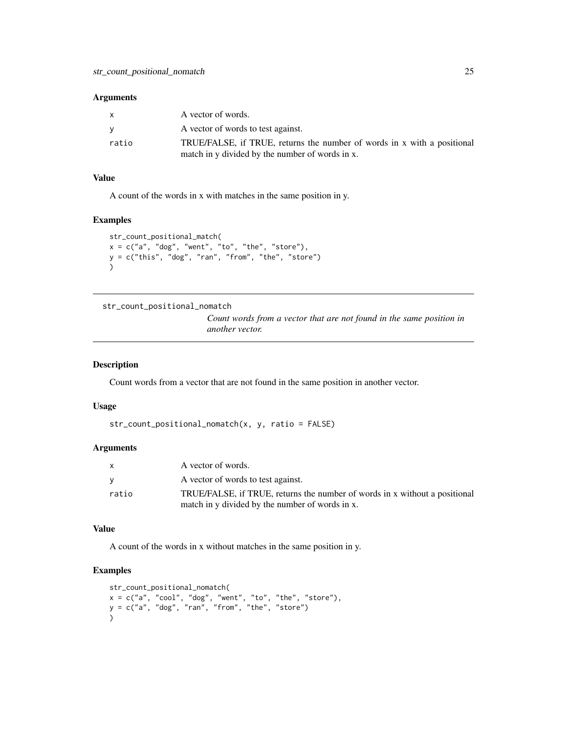### Arguments

| | |
|---|---|
| x | A vector of words. |
| y | A vector of words to test against. |
| ratio | TRUE/FALSE, if TRUE, returns the number of words in x with a positional match in y divided by the number of words in x. |

### Value

A count of the words in x with matches in the same position in y.

### Examples

```
str_count_positional_match(
x = c("a", "dog", "went", "to", "the", "store"),
y = c("this", "dog", "ran", "from", "the", "store")
)
```

---

## str_count_positional_nomatch

*Count words from a vector that are not found in the same position in another vector.*

---

### Description

Count words from a vector that are not found in the same position in another vector.

### Usage

```
str_count_positional_nomatch(x, y, ratio = FALSE)
```

### Arguments

| | |
|---|---|
| x | A vector of words. |
| y | A vector of words to test against. |
| ratio | TRUE/FALSE, if TRUE, returns the number of words in x without a positional match in y divided by the number of words in x. |

### Value

A count of the words in x without matches in the same position in y.

### Examples

```
str_count_positional_nomatch(
x = c("a", "cool", "dog", "went", "to", "the", "store"),
y = c("a", "dog", "ran", "from", "the", "store")
)
```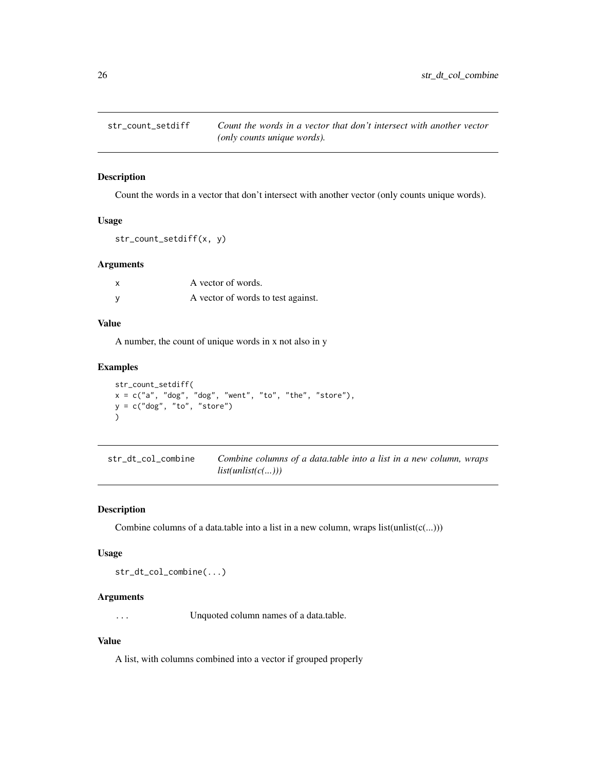## str_count_setdiff

*Count the words in a vector that don't intersect with another vector (only counts unique words).*

### Description

Count the words in a vector that don't intersect with another vector (only counts unique words).

### Usage

```
str_count_setdiff(x, y)
```

### Arguments

| | |
|---|---|
| x | A vector of words. |
| y | A vector of words to test against. |

### Value

A number, the count of unique words in x not also in y

### Examples

```
str_count_setdiff(
x = c("a", "dog", "dog", "went", "to", "the", "store"),
y = c("dog", "to", "store")
)
```

## str_dt_col_combine

*Combine columns of a data.table into a list in a new column, wraps list(unlist(c(...)))*

### Description

Combine columns of a data.table into a list in a new column, wraps list(unlist(c(...)))

### Usage

```
str_dt_col_combine(...)
```

### Arguments

| | |
|---|---|
| ... | Unquoted column names of a data.table. |

### Value

A list, with columns combined into a vector if grouped properly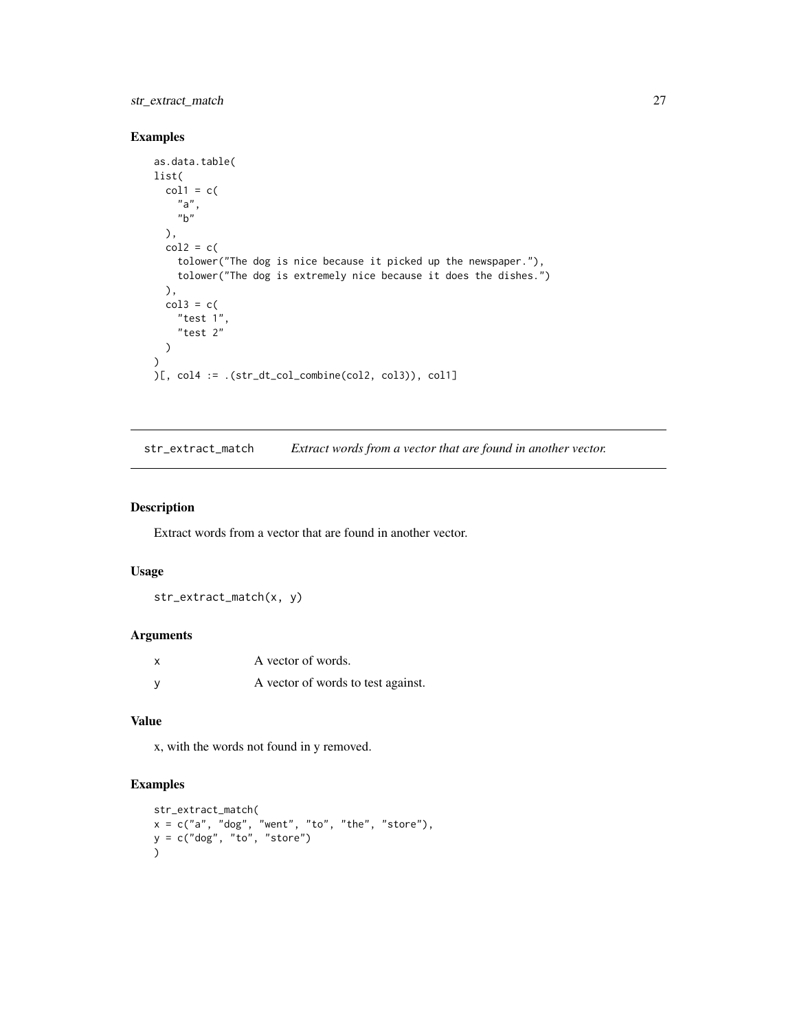## Examples

```
as.data.table(
list(
  col1 = c(
    "a",
    "b"
  ),
  col2 = c(
    tolower("The dog is nice because it picked up the newspaper."),
    tolower("The dog is extremely nice because it does the dishes.")
  ),
  col3 = c(
    "test 1",
    "test 2"
  )
)
)[, col4 := .(str_dt_col_combine(col2, col3)), col1]
```

---

## str_extract_match — *Extract words from a vector that are found in another vector.*

---

### Description

Extract words from a vector that are found in another vector.

### Usage

```
str_extract_match(x, y)
```

### Arguments

| | |
|---|---|
| x | A vector of words. |
| y | A vector of words to test against. |

### Value

x, with the words not found in y removed.

### Examples

```
str_extract_match(
x = c("a", "dog", "went", "to", "the", "store"),
y = c("dog", "to", "store")
)
```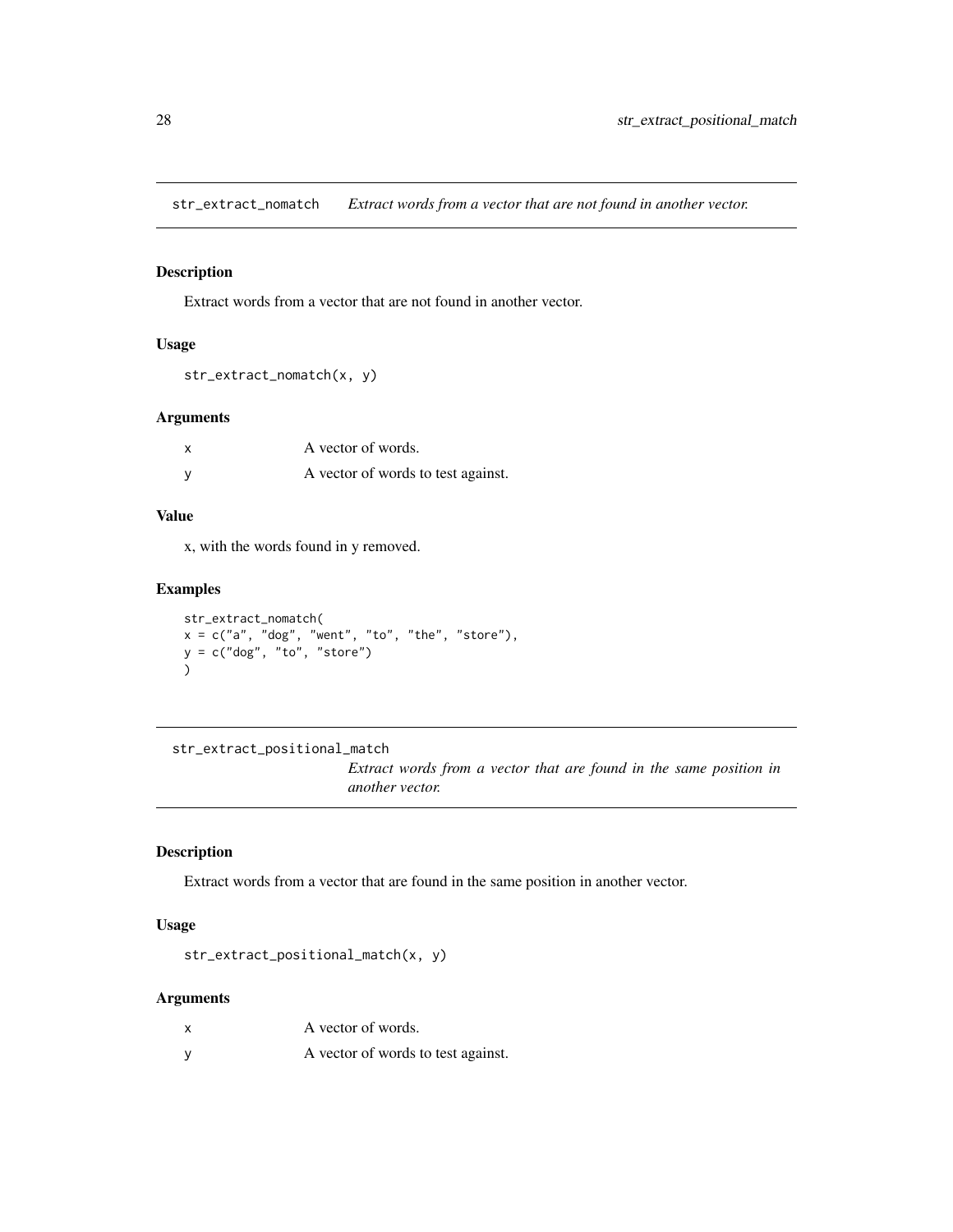## str_extract_nomatch — *Extract words from a vector that are not found in another vector.*

### Description

Extract words from a vector that are not found in another vector.

### Usage

```
str_extract_nomatch(x, y)
```

### Arguments

| | |
|---|---|
| x | A vector of words. |
| y | A vector of words to test against. |

### Value

x, with the words found in y removed.

### Examples

```
str_extract_nomatch(
x = c("a", "dog", "went", "to", "the", "store"),
y = c("dog", "to", "store")
)
```

## str_extract_positional_match — *Extract words from a vector that are found in the same position in another vector.*

### Description

Extract words from a vector that are found in the same position in another vector.

### Usage

```
str_extract_positional_match(x, y)
```

### Arguments

| | |
|---|---|
| x | A vector of words. |
| y | A vector of words to test against. |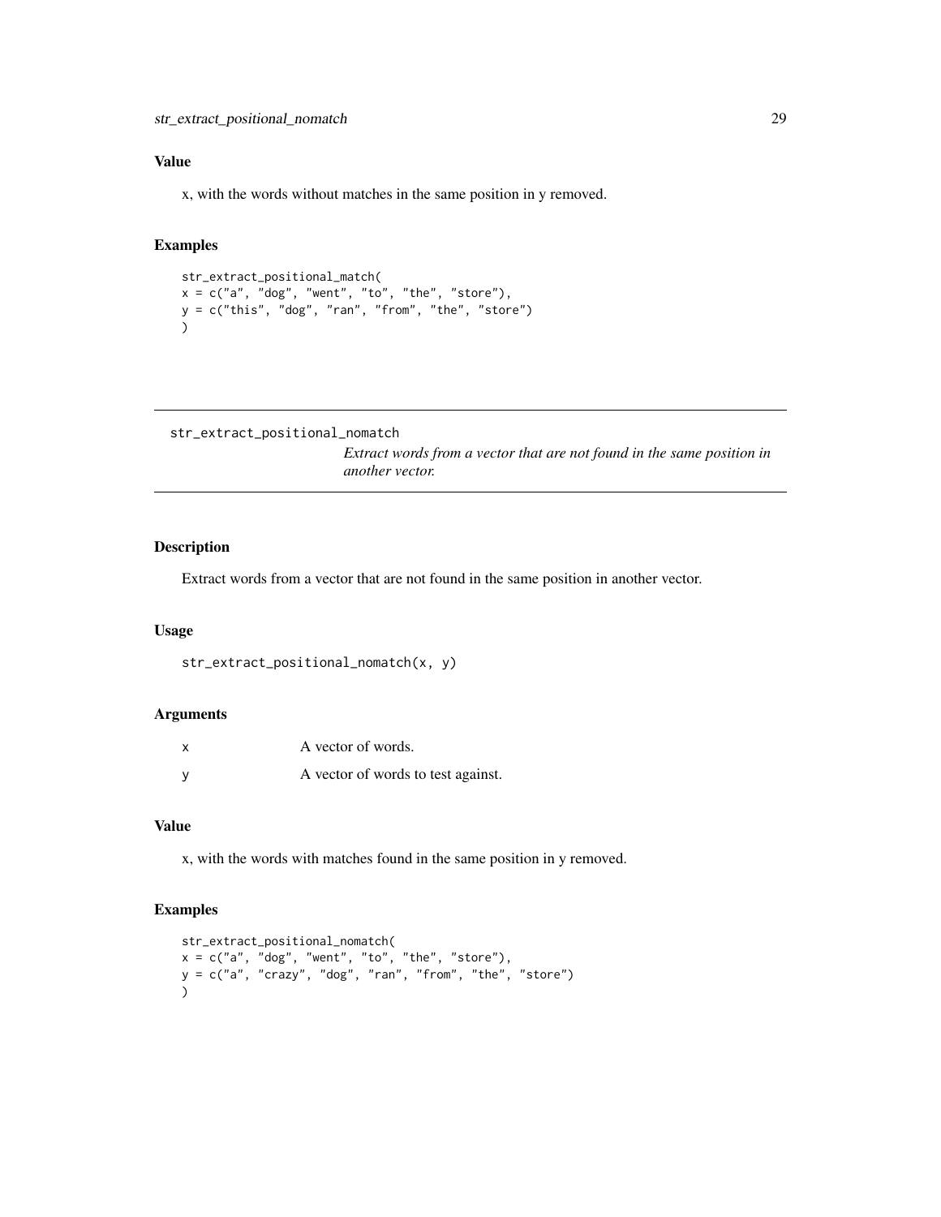## Value

x, with the words without matches in the same position in y removed.

## Examples

```
str_extract_positional_match(
x = c("a", "dog", "went", "to", "the", "store"),
y = c("this", "dog", "ran", "from", "the", "store")
)
```

---

# str_extract_positional_nomatch

*Extract words from a vector that are not found in the same position in another vector.*

---

## Description

Extract words from a vector that are not found in the same position in another vector.

## Usage

```
str_extract_positional_nomatch(x, y)
```

## Arguments

| | |
|---|---|
| x | A vector of words. |
| y | A vector of words to test against. |

## Value

x, with the words with matches found in the same position in y removed.

## Examples

```
str_extract_positional_nomatch(
x = c("a", "dog", "went", "to", "the", "store"),
y = c("a", "crazy", "dog", "ran", "from", "the", "store")
)
```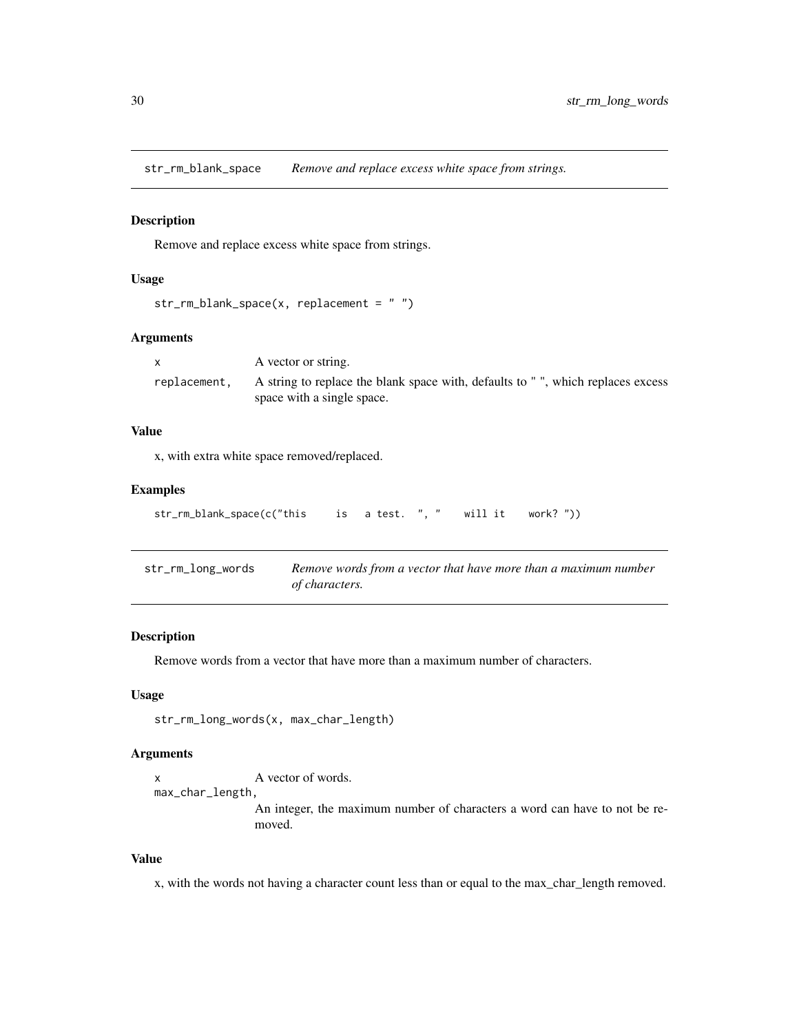## str_rm_blank_space — *Remove and replace excess white space from strings.*

### Description

Remove and replace excess white space from strings.

### Usage

```
str_rm_blank_space(x, replacement = " ")
```

### Arguments

| | |
|---|---|
| x | A vector or string. |
| replacement, | A string to replace the blank space with, defaults to " ", which replaces excess space with a single space. |

### Value

x, with extra white space removed/replaced.

### Examples

```
str_rm_blank_space(c("this     is   a test.  ", "    will it    work? "))
```

## str_rm_long_words — *Remove words from a vector that have more than a maximum number of characters.*

### Description

Remove words from a vector that have more than a maximum number of characters.

### Usage

```
str_rm_long_words(x, max_char_length)
```

### Arguments

| | |
|---|---|
| x | A vector of words. |
| max_char_length, | An integer, the maximum number of characters a word can have to not be removed. |

### Value

x, with the words not having a character count less than or equal to the max_char_length removed.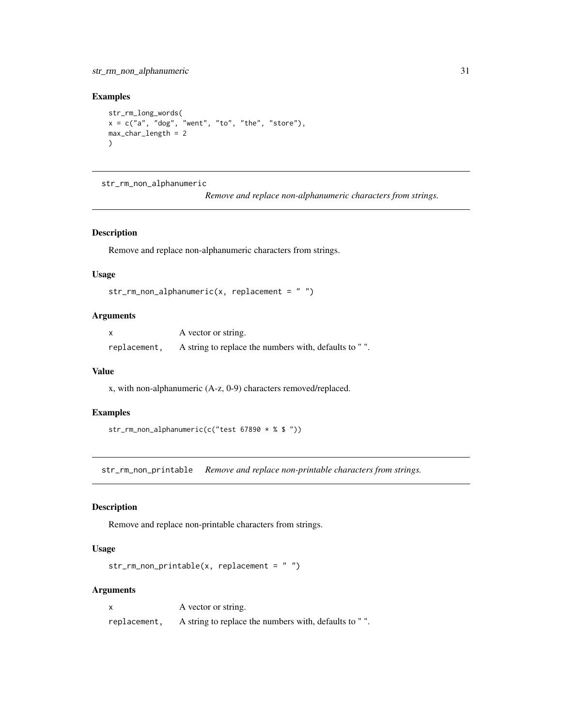## Examples

```
str_rm_long_words(
x = c("a", "dog", "went", "to", "the", "store"),
max_char_length = 2
)
```

---

`str_rm_non_alphanumeric` *Remove and replace non-alphanumeric characters from strings.*

---

### Description

Remove and replace non-alphanumeric characters from strings.

### Usage

```
str_rm_non_alphanumeric(x, replacement = " ")
```

### Arguments

| | |
|---|---|
| x | A vector or string. |
| replacement, | A string to replace the numbers with, defaults to " ". |

### Value

x, with non-alphanumeric (A-z, 0-9) characters removed/replaced.

### Examples

```
str_rm_non_alphanumeric(c("test 67890 * % $ "))
```

---

`str_rm_non_printable` *Remove and replace non-printable characters from strings.*

---

### Description

Remove and replace non-printable characters from strings.

### Usage

```
str_rm_non_printable(x, replacement = " ")
```

### Arguments

| | |
|---|---|
| x | A vector or string. |
| replacement, | A string to replace the numbers with, defaults to " ". |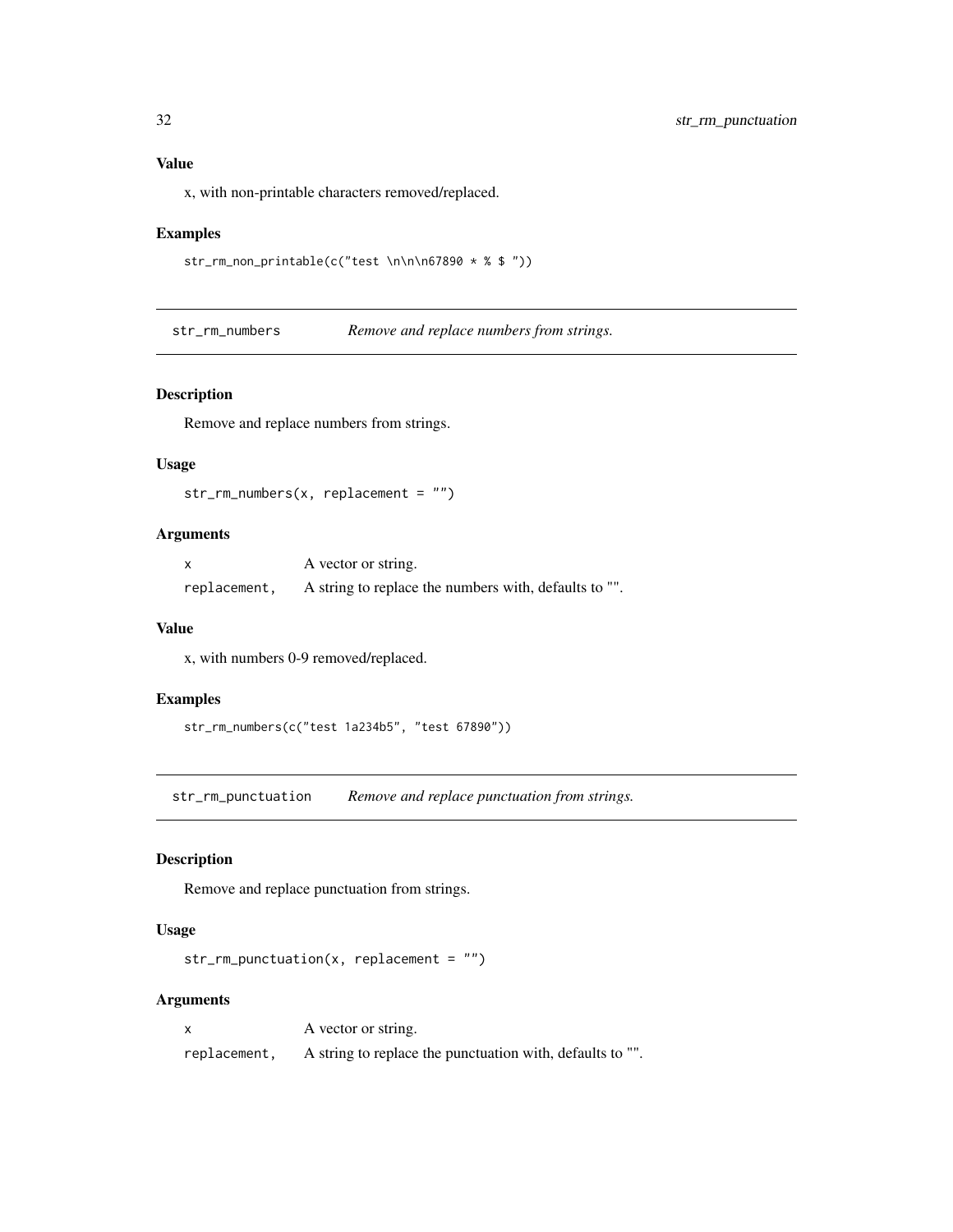### Value

x, with non-printable characters removed/replaced.

### Examples

```
str_rm_non_printable(c("test \n\n\n67890 * % $ "))
```

---

## str_rm_numbers — *Remove and replace numbers from strings.*

### Description

Remove and replace numbers from strings.

### Usage

```
str_rm_numbers(x, replacement = "")
```

### Arguments

| | |
|---|---|
| x | A vector or string. |
| replacement, | A string to replace the numbers with, defaults to "". |

### Value

x, with numbers 0-9 removed/replaced.

### Examples

```
str_rm_numbers(c("test 1a234b5", "test 67890"))
```

---

## str_rm_punctuation — *Remove and replace punctuation from strings.*

### Description

Remove and replace punctuation from strings.

### Usage

```
str_rm_punctuation(x, replacement = "")
```

### Arguments

| | |
|---|---|
| x | A vector or string. |
| replacement, | A string to replace the punctuation with, defaults to "". |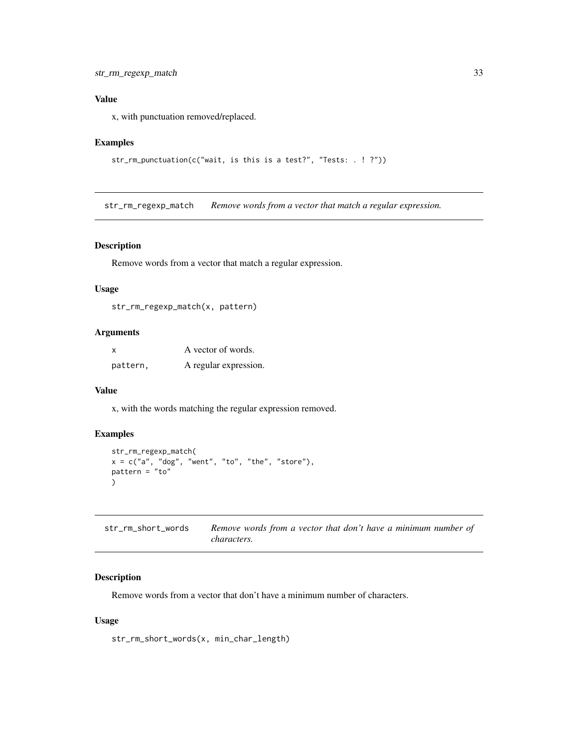### Value

x, with punctuation removed/replaced.

### Examples

```
str_rm_punctuation(c("wait, is this is a test?", "Tests: . ! ?"))
```

---

## str_rm_regexp_match *Remove words from a vector that match a regular expression.*

---

### Description

Remove words from a vector that match a regular expression.

### Usage

```
str_rm_regexp_match(x, pattern)
```

### Arguments

| | |
|---|---|
| x | A vector of words. |
| pattern, | A regular expression. |

### Value

x, with the words matching the regular expression removed.

### Examples

```
str_rm_regexp_match(
x = c("a", "dog", "went", "to", "the", "store"),
pattern = "to"
)
```

---

## str_rm_short_words *Remove words from a vector that don't have a minimum number of characters.*

---

### Description

Remove words from a vector that don't have a minimum number of characters.

### Usage

```
str_rm_short_words(x, min_char_length)
```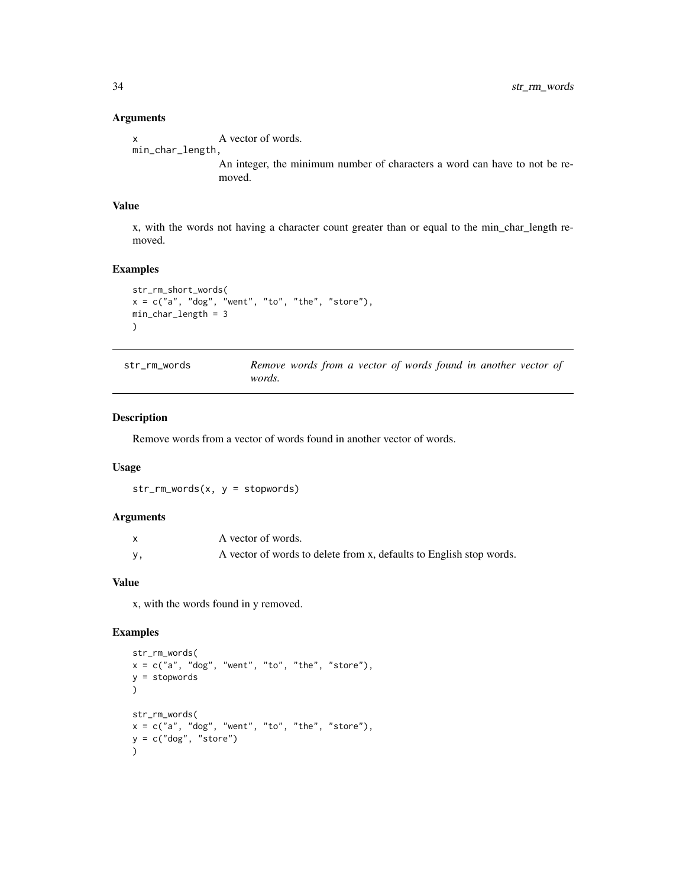### Arguments

| | |
|---|---|
| x | A vector of words. |
| min_char_length, | An integer, the minimum number of characters a word can have to not be removed. |

### Value

x, with the words not having a character count greater than or equal to the min_char_length removed.

### Examples

```
str_rm_short_words(
x = c("a", "dog", "went", "to", "the", "store"),
min_char_length = 3
)
```

---

## str_rm_words — *Remove words from a vector of words found in another vector of words.*

### Description

Remove words from a vector of words found in another vector of words.

### Usage

```
str_rm_words(x, y = stopwords)
```

### Arguments

| | |
|---|---|
| x | A vector of words. |
| y, | A vector of words to delete from x, defaults to English stop words. |

### Value

x, with the words found in y removed.

### Examples

```
str_rm_words(
x = c("a", "dog", "went", "to", "the", "store"),
y = stopwords
)

str_rm_words(
x = c("a", "dog", "went", "to", "the", "store"),
y = c("dog", "store")
)
```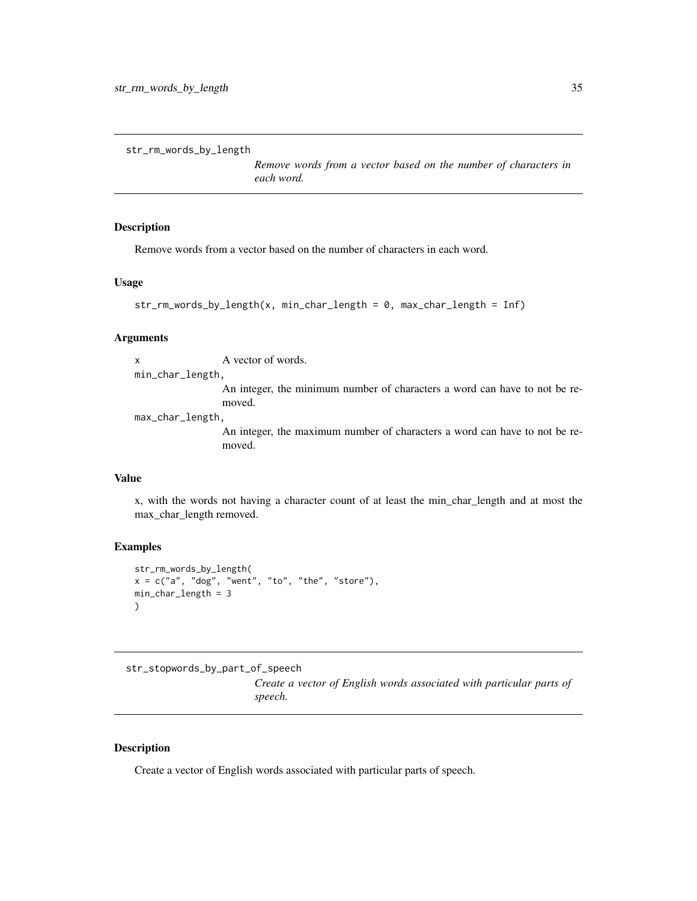## str_rm_words_by_length

*Remove words from a vector based on the number of characters in each word.*

### Description

Remove words from a vector based on the number of characters in each word.

### Usage

```
str_rm_words_by_length(x, min_char_length = 0, max_char_length = Inf)
```

### Arguments

- `x` A vector of words.
- `min_char_length`, An integer, the minimum number of characters a word can have to not be removed.
- `max_char_length`, An integer, the maximum number of characters a word can have to not be removed.

### Value

x, with the words not having a character count of at least the min_char_length and at most the max_char_length removed.

### Examples

```
str_rm_words_by_length(
x = c("a", "dog", "went", "to", "the", "store"),
min_char_length = 3
)
```

## str_stopwords_by_part_of_speech

*Create a vector of English words associated with particular parts of speech.*

### Description

Create a vector of English words associated with particular parts of speech.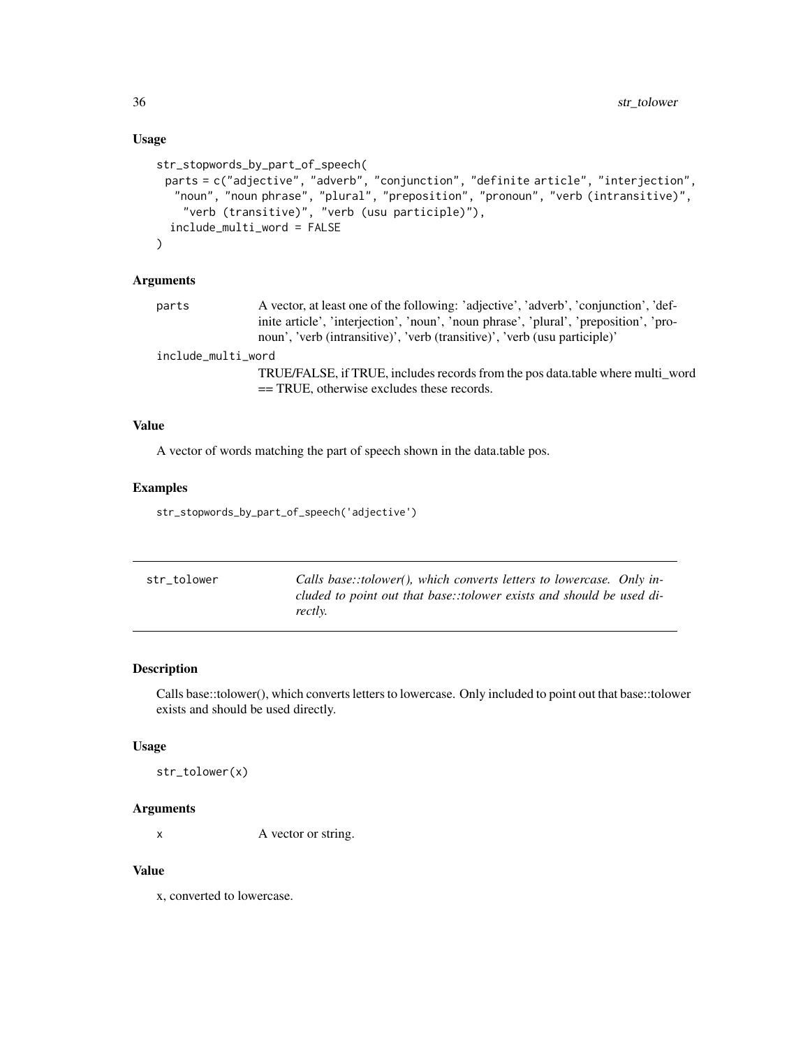### Usage

```
str_stopwords_by_part_of_speech(
  parts = c("adjective", "adverb", "conjunction", "definite article", "interjection",
    "noun", "noun phrase", "plural", "preposition", "pronoun", "verb (intransitive)",
      "verb (transitive)", "verb (usu participle)"),
   include_multi_word = FALSE
)
```

### Arguments

| | |
|---|---|
| `parts` | A vector, at least one of the following: 'adjective', 'adverb', 'conjunction', 'definite article', 'interjection', 'noun', 'noun phrase', 'plural', 'preposition', 'pronoun', 'verb (intransitive)', 'verb (transitive)', 'verb (usu participle)' |
| `include_multi_word` | TRUE/FALSE, if TRUE, includes records from the pos data.table where multi_word == TRUE, otherwise excludes these records. |

### Value

A vector of words matching the part of speech shown in the data.table pos.

### Examples

```
str_stopwords_by_part_of_speech('adjective')
```

---

## str_tolower — *Calls base::tolower(), which converts letters to lowercase. Only included to point out that base::tolower exists and should be used directly.*

---

### Description

Calls base::tolower(), which converts letters to lowercase. Only included to point out that base::tolower exists and should be used directly.

### Usage

```
str_tolower(x)
```

### Arguments

| | |
|---|---|
| `x` | A vector or string. |

### Value

x, converted to lowercase.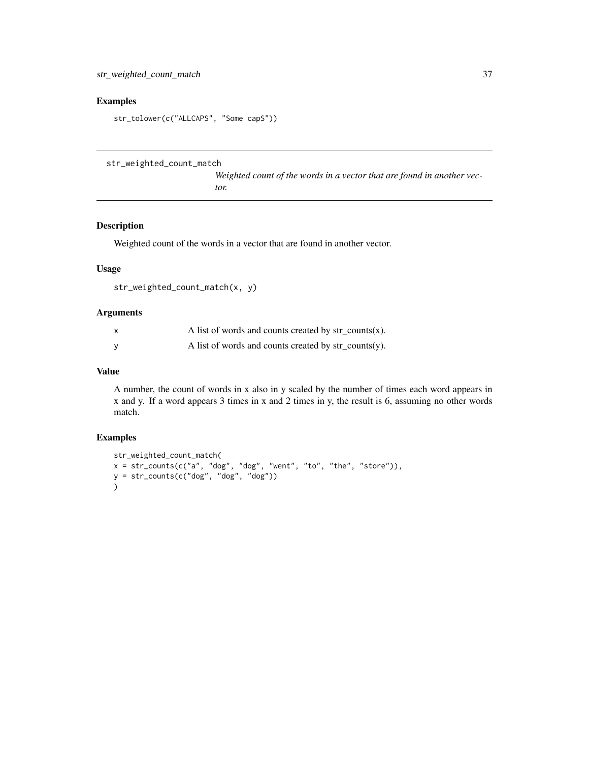## Examples

```
str_tolower(c("ALLCAPS", "Some capS"))
```

---

`str_weighted_count_match` *Weighted count of the words in a vector that are found in another vector.*

---

## Description

Weighted count of the words in a vector that are found in another vector.

## Usage

```
str_weighted_count_match(x, y)
```

## Arguments

| | |
|---|---|
| x | A list of words and counts created by str_counts(x). |
| y | A list of words and counts created by str_counts(y). |

## Value

A number, the count of words in x also in y scaled by the number of times each word appears in x and y. If a word appears 3 times in x and 2 times in y, the result is 6, assuming no other words match.

## Examples

```
str_weighted_count_match(
x = str_counts(c("a", "dog", "dog", "went", "to", "the", "store")),
y = str_counts(c("dog", "dog", "dog"))
)
```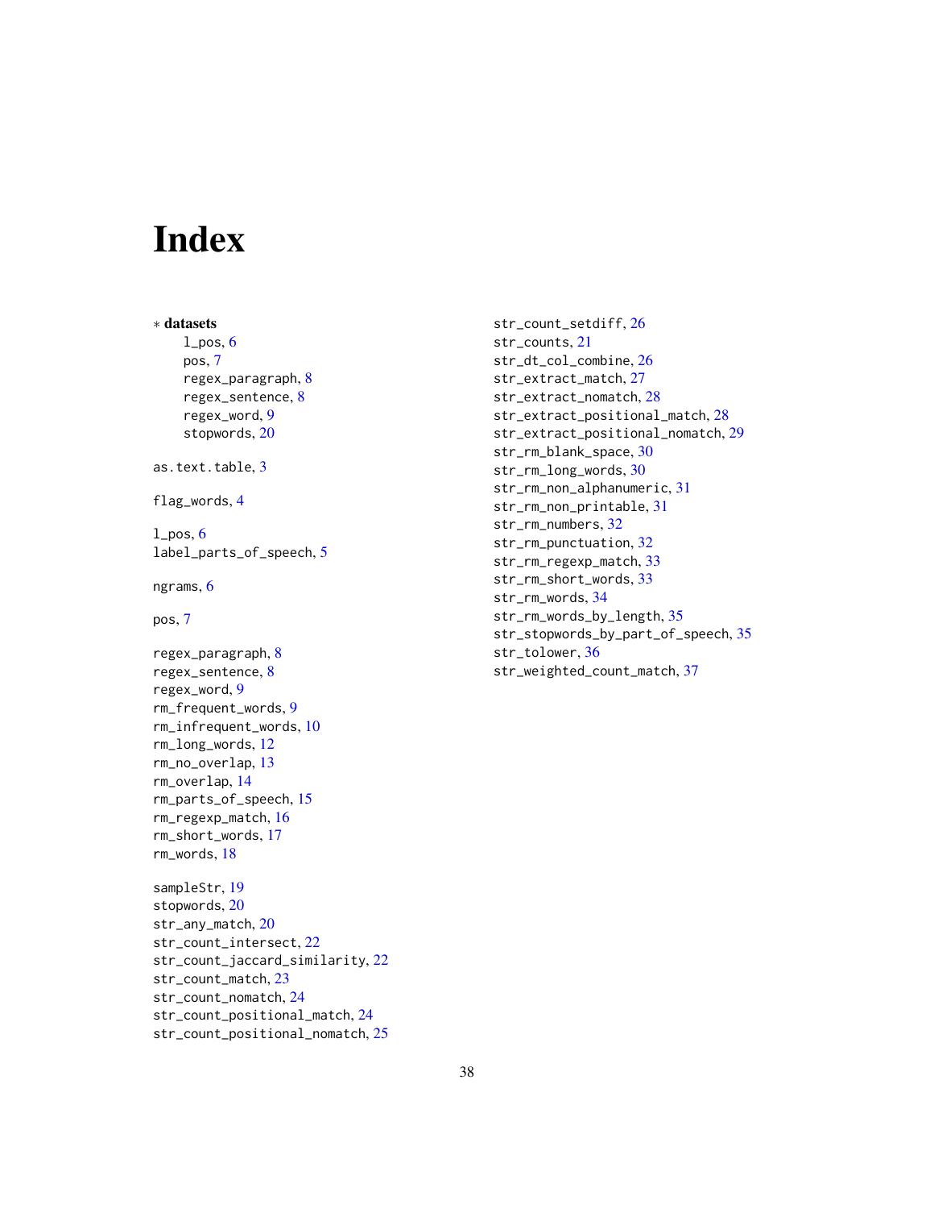# Index

* **datasets**
  - l_pos, 6
  - pos, 7
  - regex_paragraph, 8
  - regex_sentence, 8
  - regex_word, 9
  - stopwords, 20

as.text.table, 3

flag_words, 4

l_pos, 6
label_parts_of_speech, 5

ngrams, 6

pos, 7

regex_paragraph, 8
regex_sentence, 8
regex_word, 9
rm_frequent_words, 9
rm_infrequent_words, 10
rm_long_words, 12
rm_no_overlap, 13
rm_overlap, 14
rm_parts_of_speech, 15
rm_regexp_match, 16
rm_short_words, 17
rm_words, 18

sampleStr, 19
stopwords, 20
str_any_match, 20
str_count_intersect, 22
str_count_jaccard_similarity, 22
str_count_match, 23
str_count_nomatch, 24
str_count_positional_match, 24
str_count_positional_nomatch, 25
str_count_setdiff, 26
str_counts, 21
str_dt_col_combine, 26
str_extract_match, 27
str_extract_nomatch, 28
str_extract_positional_match, 28
str_extract_positional_nomatch, 29
str_rm_blank_space, 30
str_rm_long_words, 30
str_rm_non_alphanumeric, 31
str_rm_non_printable, 31
str_rm_numbers, 32
str_rm_punctuation, 32
str_rm_regexp_match, 33
str_rm_short_words, 33
str_rm_words, 34
str_rm_words_by_length, 35
str_stopwords_by_part_of_speech, 35
str_tolower, 36
str_weighted_count_match, 37